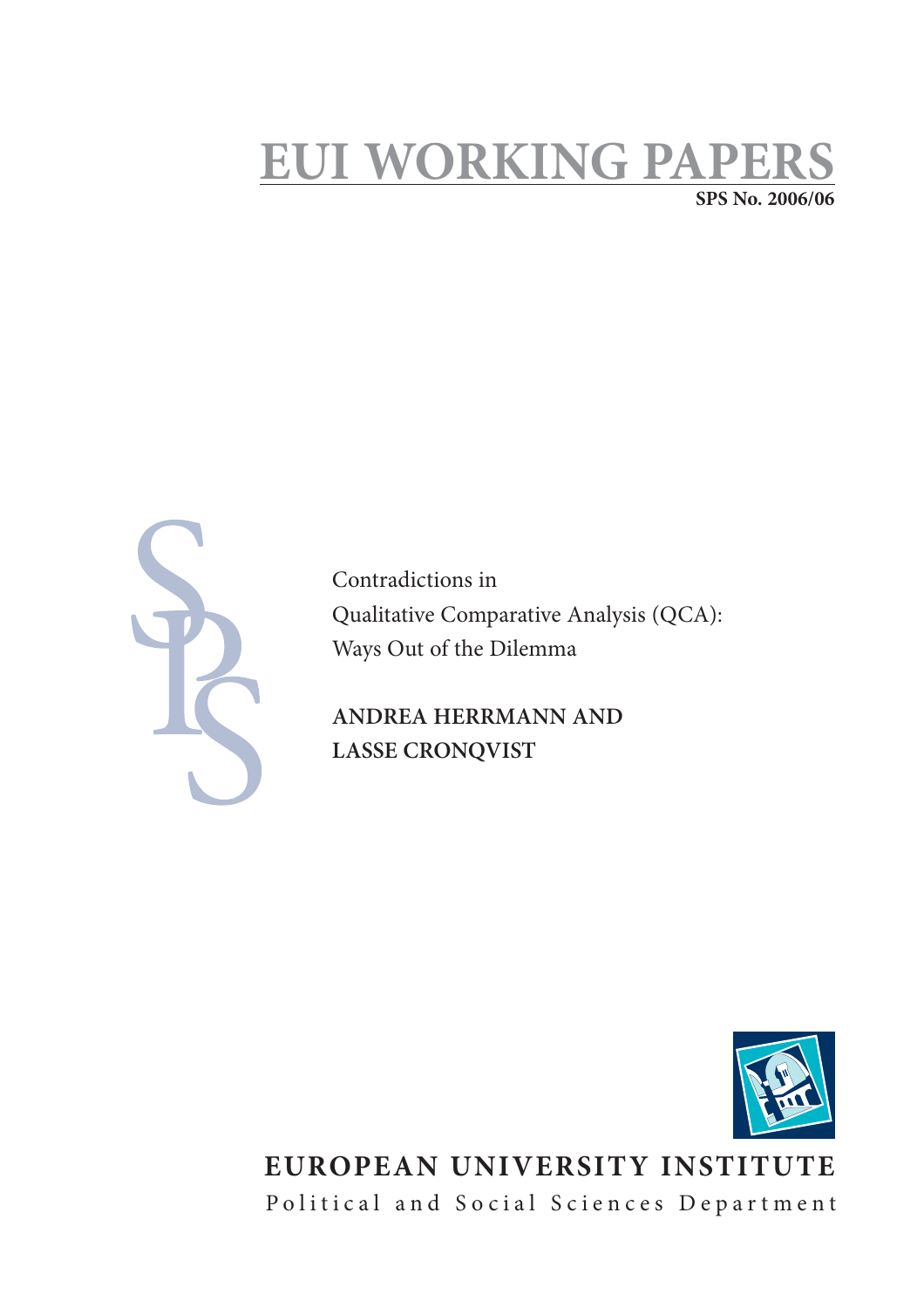# EUI WORKING PAPERS

**SPS No. 2006/06**

Contradictions in
Qualitative Comparative Analysis (QCA):
Ways Out of the Dilemma

**ANDREA HERRMANN AND**
**LASSE CRONQVIST**

**EUROPEAN UNIVERSITY INSTITUTE**

Political and Social Sciences Department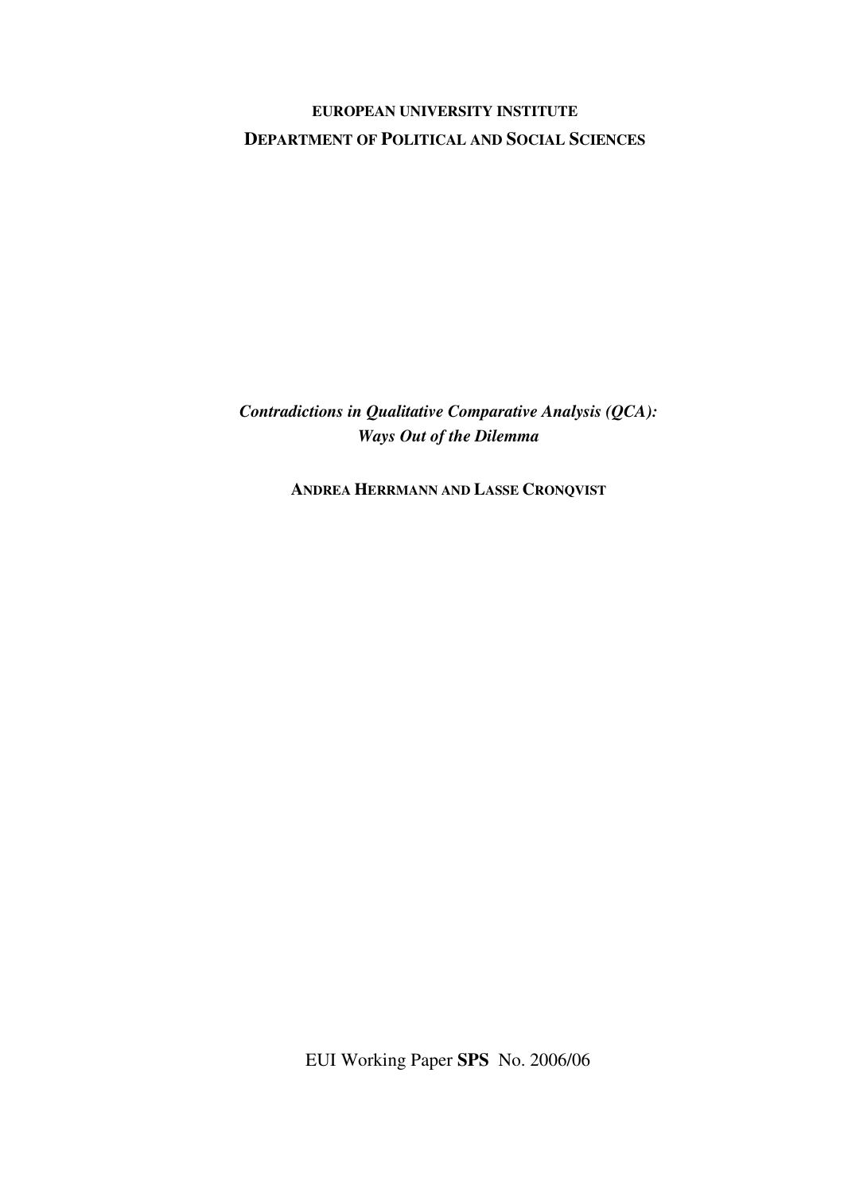**EUROPEAN UNIVERSITY INSTITUTE**

**DEPARTMENT OF POLITICAL AND SOCIAL SCIENCES**

***Contradictions in Qualitative Comparative Analysis (QCA): Ways Out of the Dilemma***

**ANDREA HERRMANN AND LASSE CRONQVIST**

EUI Working Paper **SPS** No. 2006/06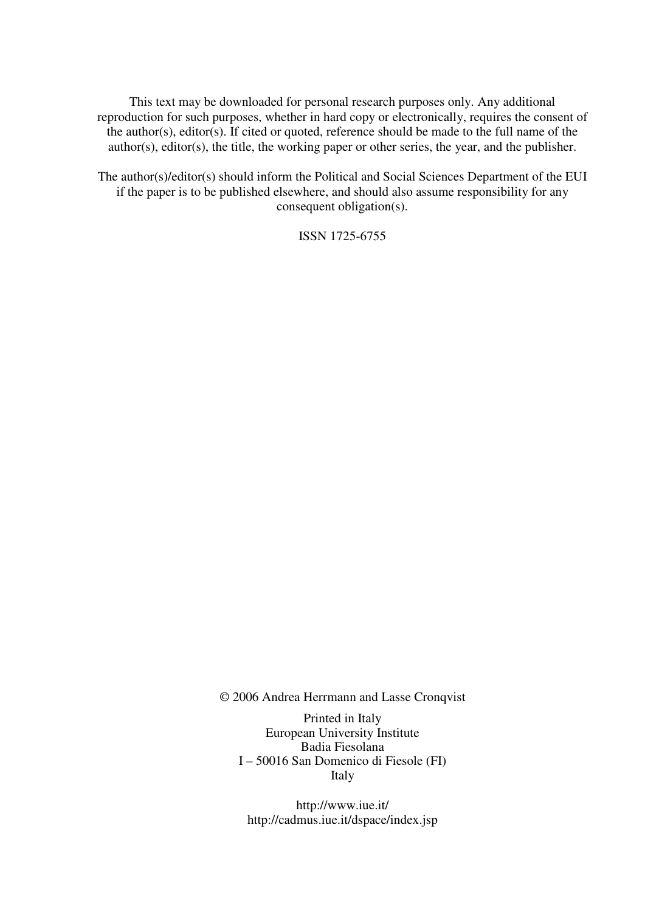This text may be downloaded for personal research purposes only. Any additional reproduction for such purposes, whether in hard copy or electronically, requires the consent of the author(s), editor(s). If cited or quoted, reference should be made to the full name of the author(s), editor(s), the title, the working paper or other series, the year, and the publisher.

The author(s)/editor(s) should inform the Political and Social Sciences Department of the EUI if the paper is to be published elsewhere, and should also assume responsibility for any consequent obligation(s).

ISSN 1725-6755

© 2006 Andrea Herrmann and Lasse Cronqvist

Printed in Italy  
European University Institute  
Badia Fiesolana  
I – 50016 San Domenico di Fiesole (FI)  
Italy

http://www.iue.it/  
http://cadmus.iue.it/dspace/index.jsp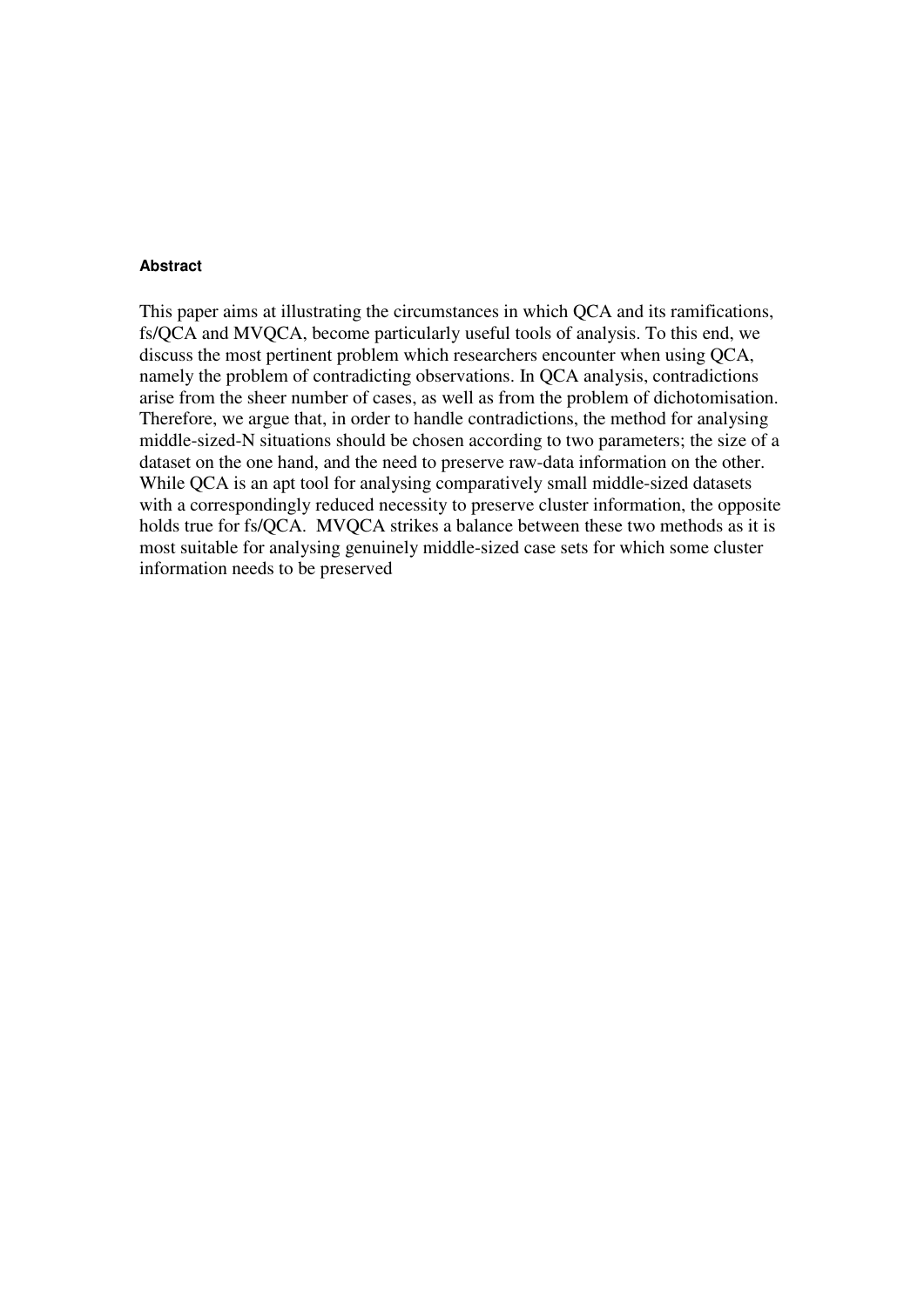#### Abstract

This paper aims at illustrating the circumstances in which QCA and its ramifications, fs/QCA and MVQCA, become particularly useful tools of analysis. To this end, we discuss the most pertinent problem which researchers encounter when using QCA, namely the problem of contradicting observations. In QCA analysis, contradictions arise from the sheer number of cases, as well as from the problem of dichotomisation. Therefore, we argue that, in order to handle contradictions, the method for analysing middle-sized-N situations should be chosen according to two parameters; the size of a dataset on the one hand, and the need to preserve raw-data information on the other. While QCA is an apt tool for analysing comparatively small middle-sized datasets with a correspondingly reduced necessity to preserve cluster information, the opposite holds true for fs/QCA. MVQCA strikes a balance between these two methods as it is most suitable for analysing genuinely middle-sized case sets for which some cluster information needs to be preserved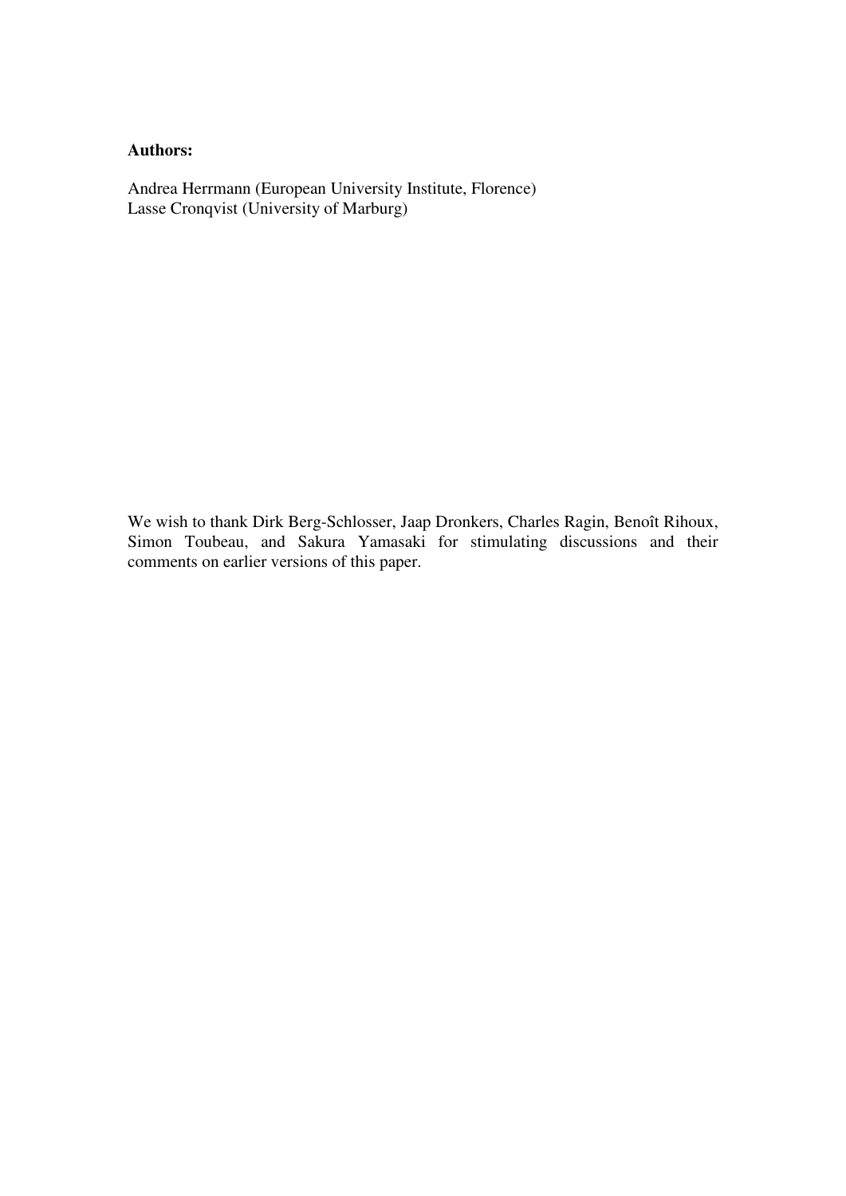**Authors:**

Andrea Herrmann (European University Institute, Florence)
Lasse Cronqvist (University of Marburg)

We wish to thank Dirk Berg-Schlosser, Jaap Dronkers, Charles Ragin, Benoît Rihoux, Simon Toubeau, and Sakura Yamasaki for stimulating discussions and their comments on earlier versions of this paper.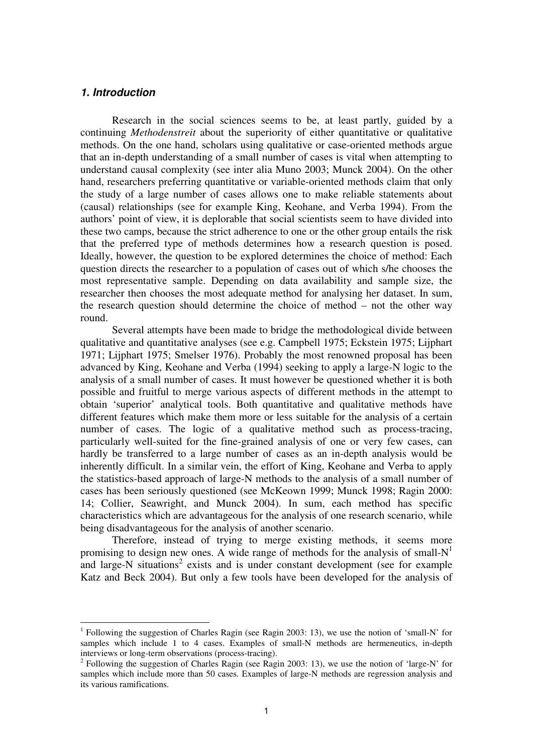### *1. Introduction*

Research in the social sciences seems to be, at least partly, guided by a continuing *Methodenstreit* about the superiority of either quantitative or qualitative methods. On the one hand, scholars using qualitative or case-oriented methods argue that an in-depth understanding of a small number of cases is vital when attempting to understand causal complexity (see inter alia Muno 2003; Munck 2004). On the other hand, researchers preferring quantitative or variable-oriented methods claim that only the study of a large number of cases allows one to make reliable statements about (causal) relationships (see for example King, Keohane, and Verba 1994). From the authors' point of view, it is deplorable that social scientists seem to have divided into these two camps, because the strict adherence to one or the other group entails the risk that the preferred type of methods determines how a research question is posed. Ideally, however, the question to be explored determines the choice of method: Each question directs the researcher to a population of cases out of which s/he chooses the most representative sample. Depending on data availability and sample size, the researcher then chooses the most adequate method for analysing her dataset. In sum, the research question should determine the choice of method – not the other way round.

Several attempts have been made to bridge the methodological divide between qualitative and quantitative analyses (see e.g. Campbell 1975; Eckstein 1975; Lijphart 1971; Lijphart 1975; Smelser 1976). Probably the most renowned proposal has been advanced by King, Keohane and Verba (1994) seeking to apply a large-N logic to the analysis of a small number of cases. It must however be questioned whether it is both possible and fruitful to merge various aspects of different methods in the attempt to obtain 'superior' analytical tools. Both quantitative and qualitative methods have different features which make them more or less suitable for the analysis of a certain number of cases. The logic of a qualitative method such as process-tracing, particularly well-suited for the fine-grained analysis of one or very few cases, can hardly be transferred to a large number of cases as an in-depth analysis would be inherently difficult. In a similar vein, the effort of King, Keohane and Verba to apply the statistics-based approach of large-N methods to the analysis of a small number of cases has been seriously questioned (see McKeown 1999; Munck 1998; Ragin 2000: 14; Collier, Seawright, and Munck 2004). In sum, each method has specific characteristics which are advantageous for the analysis of one research scenario, while being disadvantageous for the analysis of another scenario.

Therefore, instead of trying to merge existing methods, it seems more promising to design new ones. A wide range of methods for the analysis of small-N[1] and large-N situations[2] exists and is under constant development (see for example Katz and Beck 2004). But only a few tools have been developed for the analysis of

---

[1] Following the suggestion of Charles Ragin (see Ragin 2003: 13), we use the notion of 'small-N' for samples which include 1 to 4 cases. Examples of small-N methods are hermeneutics, in-depth interviews or long-term observations (process-tracing).

[2] Following the suggestion of Charles Ragin (see Ragin 2003: 13), we use the notion of 'large-N' for samples which include more than 50 cases. Examples of large-N methods are regression analysis and its various ramifications.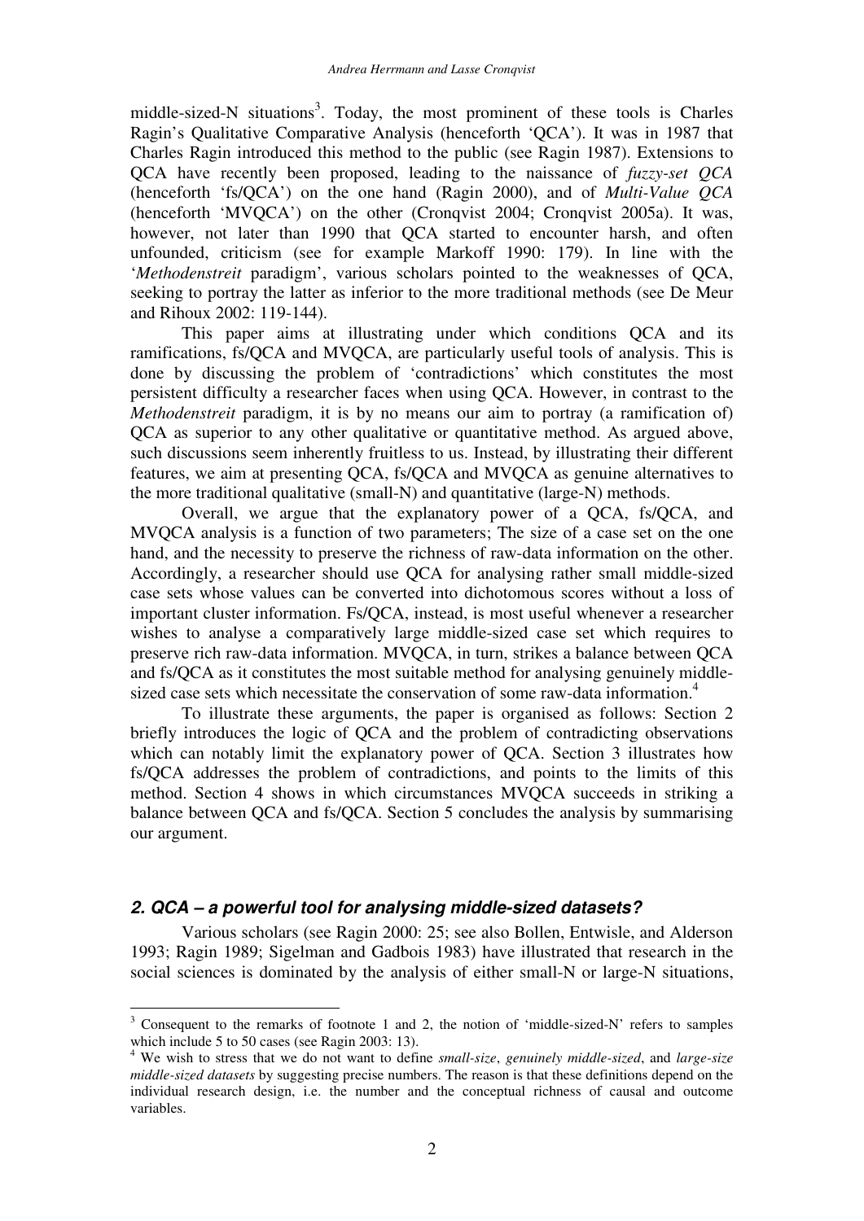middle-sized-N situations[3]. Today, the most prominent of these tools is Charles Ragin's Qualitative Comparative Analysis (henceforth 'QCA'). It was in 1987 that Charles Ragin introduced this method to the public (see Ragin 1987). Extensions to QCA have recently been proposed, leading to the naissance of *fuzzy-set QCA* (henceforth 'fs/QCA') on the one hand (Ragin 2000), and of *Multi-Value QCA* (henceforth 'MVQCA') on the other (Cronqvist 2004; Cronqvist 2005a). It was, however, not later than 1990 that QCA started to encounter harsh, and often unfounded, criticism (see for example Markoff 1990: 179). In line with the '*Methodenstreit* paradigm', various scholars pointed to the weaknesses of QCA, seeking to portray the latter as inferior to the more traditional methods (see De Meur and Rihoux 2002: 119-144).

This paper aims at illustrating under which conditions QCA and its ramifications, fs/QCA and MVQCA, are particularly useful tools of analysis. This is done by discussing the problem of 'contradictions' which constitutes the most persistent difficulty a researcher faces when using QCA. However, in contrast to the *Methodenstreit* paradigm, it is by no means our aim to portray (a ramification of) QCA as superior to any other qualitative or quantitative method. As argued above, such discussions seem inherently fruitless to us. Instead, by illustrating their different features, we aim at presenting QCA, fs/QCA and MVQCA as genuine alternatives to the more traditional qualitative (small-N) and quantitative (large-N) methods.

Overall, we argue that the explanatory power of a QCA, fs/QCA, and MVQCA analysis is a function of two parameters; The size of a case set on the one hand, and the necessity to preserve the richness of raw-data information on the other. Accordingly, a researcher should use QCA for analysing rather small middle-sized case sets whose values can be converted into dichotomous scores without a loss of important cluster information. Fs/QCA, instead, is most useful whenever a researcher wishes to analyse a comparatively large middle-sized case set which requires to preserve rich raw-data information. MVQCA, in turn, strikes a balance between QCA and fs/QCA as it constitutes the most suitable method for analysing genuinely middle-sized case sets which necessitate the conservation of some raw-data information.[4]

To illustrate these arguments, the paper is organised as follows: Section 2 briefly introduces the logic of QCA and the problem of contradicting observations which can notably limit the explanatory power of QCA. Section 3 illustrates how fs/QCA addresses the problem of contradictions, and points to the limits of this method. Section 4 shows in which circumstances MVQCA succeeds in striking a balance between QCA and fs/QCA. Section 5 concludes the analysis by summarising our argument.

## *2. QCA – a powerful tool for analysing middle-sized datasets?*

Various scholars (see Ragin 2000: 25; see also Bollen, Entwisle, and Alderson 1993; Ragin 1989; Sigelman and Gadbois 1983) have illustrated that research in the social sciences is dominated by the analysis of either small-N or large-N situations,

---

[3] Consequent to the remarks of footnote 1 and 2, the notion of 'middle-sized-N' refers to samples which include 5 to 50 cases (see Ragin 2003: 13).

[4] We wish to stress that we do not want to define *small-size*, *genuinely middle-sized*, and *large-size middle-sized datasets* by suggesting precise numbers. The reason is that these definitions depend on the individual research design, i.e. the number and the conceptual richness of causal and outcome variables.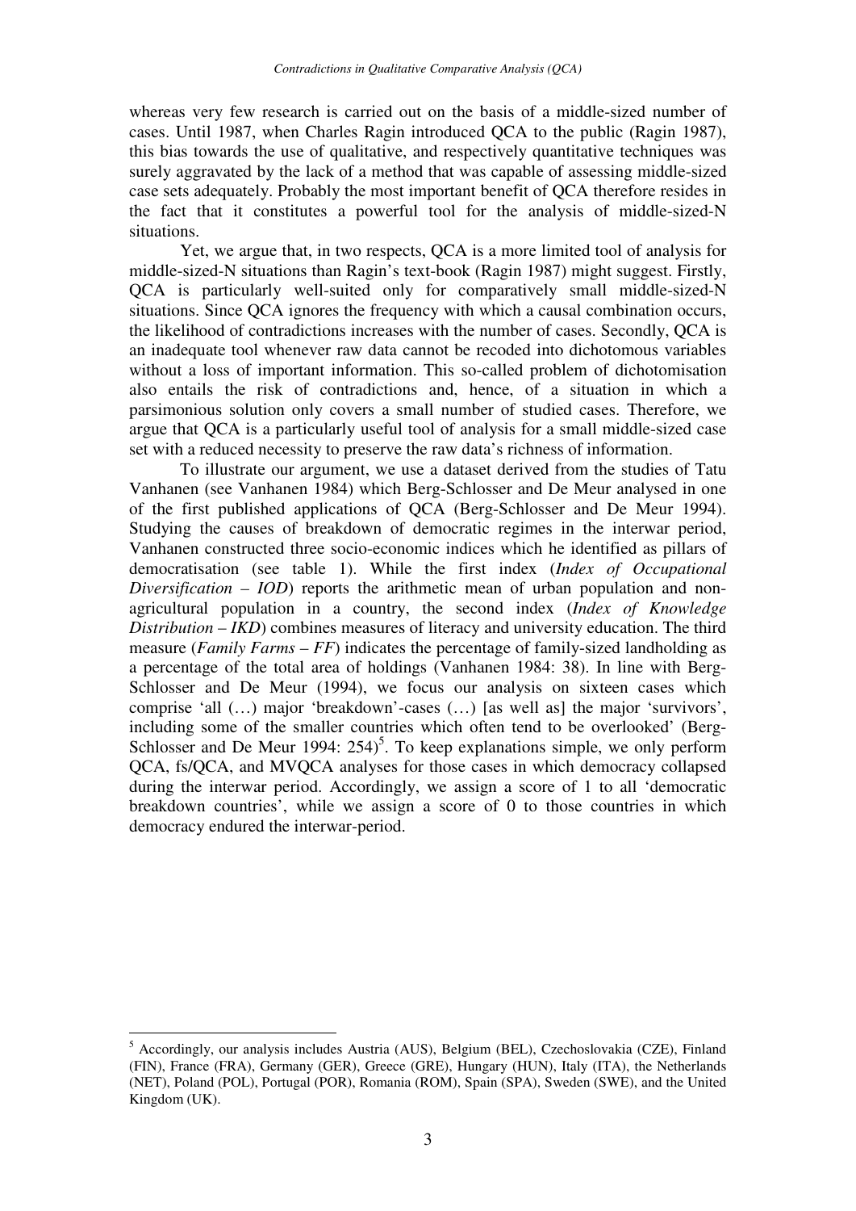whereas very few research is carried out on the basis of a middle-sized number of cases. Until 1987, when Charles Ragin introduced QCA to the public (Ragin 1987), this bias towards the use of qualitative, and respectively quantitative techniques was surely aggravated by the lack of a method that was capable of assessing middle-sized case sets adequately. Probably the most important benefit of QCA therefore resides in the fact that it constitutes a powerful tool for the analysis of middle-sized-N situations.

Yet, we argue that, in two respects, QCA is a more limited tool of analysis for middle-sized-N situations than Ragin's text-book (Ragin 1987) might suggest. Firstly, QCA is particularly well-suited only for comparatively small middle-sized-N situations. Since QCA ignores the frequency with which a causal combination occurs, the likelihood of contradictions increases with the number of cases. Secondly, QCA is an inadequate tool whenever raw data cannot be recoded into dichotomous variables without a loss of important information. This so-called problem of dichotomisation also entails the risk of contradictions and, hence, of a situation in which a parsimonious solution only covers a small number of studied cases. Therefore, we argue that QCA is a particularly useful tool of analysis for a small middle-sized case set with a reduced necessity to preserve the raw data's richness of information.

To illustrate our argument, we use a dataset derived from the studies of Tatu Vanhanen (see Vanhanen 1984) which Berg-Schlosser and De Meur analysed in one of the first published applications of QCA (Berg-Schlosser and De Meur 1994). Studying the causes of breakdown of democratic regimes in the interwar period, Vanhanen constructed three socio-economic indices which he identified as pillars of democratisation (see table 1). While the first index (*Index of Occupational Diversification – IOD*) reports the arithmetic mean of urban population and non-agricultural population in a country, the second index (*Index of Knowledge Distribution – IKD*) combines measures of literacy and university education. The third measure (*Family Farms – FF*) indicates the percentage of family-sized landholding as a percentage of the total area of holdings (Vanhanen 1984: 38). In line with Berg-Schlosser and De Meur (1994), we focus our analysis on sixteen cases which comprise 'all (…) major 'breakdown'-cases (…) [as well as] the major 'survivors', including some of the smaller countries which often tend to be overlooked' (Berg-Schlosser and De Meur 1994: 254)[5]. To keep explanations simple, we only perform QCA, fs/QCA, and MVQCA analyses for those cases in which democracy collapsed during the interwar period. Accordingly, we assign a score of 1 to all 'democratic breakdown countries', while we assign a score of 0 to those countries in which democracy endured the interwar-period.

[5] Accordingly, our analysis includes Austria (AUS), Belgium (BEL), Czechoslovakia (CZE), Finland (FIN), France (FRA), Germany (GER), Greece (GRE), Hungary (HUN), Italy (ITA), the Netherlands (NET), Poland (POL), Portugal (POR), Romania (ROM), Spain (SPA), Sweden (SWE), and the United Kingdom (UK).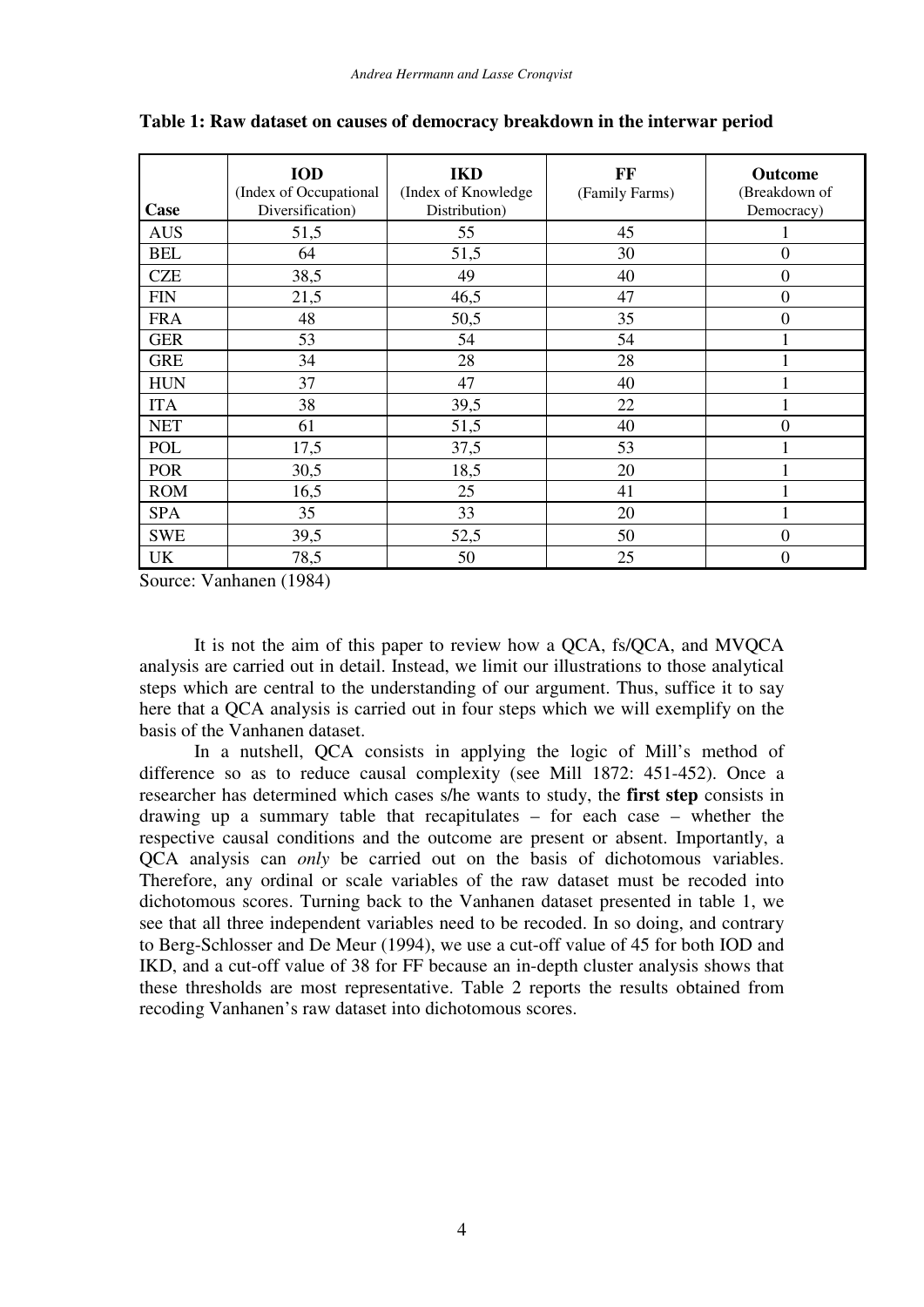**Table 1: Raw dataset on causes of democracy breakdown in the interwar period**

| Case | IOD (Index of Occupational Diversification) | IKD (Index of Knowledge Distribution) | FF (Family Farms) | Outcome (Breakdown of Democracy) |
|---|---|---|---|---|
| AUS | 51,5 | 55 | 45 | 1 |
| BEL | 64 | 51,5 | 30 | 0 |
| CZE | 38,5 | 49 | 40 | 0 |
| FIN | 21,5 | 46,5 | 47 | 0 |
| FRA | 48 | 50,5 | 35 | 0 |
| GER | 53 | 54 | 54 | 1 |
| GRE | 34 | 28 | 28 | 1 |
| HUN | 37 | 47 | 40 | 1 |
| ITA | 38 | 39,5 | 22 | 1 |
| NET | 61 | 51,5 | 40 | 0 |
| POL | 17,5 | 37,5 | 53 | 1 |
| POR | 30,5 | 18,5 | 20 | 1 |
| ROM | 16,5 | 25 | 41 | 1 |
| SPA | 35 | 33 | 20 | 1 |
| SWE | 39,5 | 52,5 | 50 | 0 |
| UK | 78,5 | 50 | 25 | 0 |

Source: Vanhanen (1984)

It is not the aim of this paper to review how a QCA, fs/QCA, and MVQCA analysis are carried out in detail. Instead, we limit our illustrations to those analytical steps which are central to the understanding of our argument. Thus, suffice it to say here that a QCA analysis is carried out in four steps which we will exemplify on the basis of the Vanhanen dataset.

In a nutshell, QCA consists in applying the logic of Mill's method of difference so as to reduce causal complexity (see Mill 1872: 451-452). Once a researcher has determined which cases s/he wants to study, the **first step** consists in drawing up a summary table that recapitulates – for each case – whether the respective causal conditions and the outcome are present or absent. Importantly, a QCA analysis can *only* be carried out on the basis of dichotomous variables. Therefore, any ordinal or scale variables of the raw dataset must be recoded into dichotomous scores. Turning back to the Vanhanen dataset presented in table 1, we see that all three independent variables need to be recoded. In so doing, and contrary to Berg-Schlosser and De Meur (1994), we use a cut-off value of 45 for both IOD and IKD, and a cut-off value of 38 for FF because an in-depth cluster analysis shows that these thresholds are most representative. Table 2 reports the results obtained from recoding Vanhanen's raw dataset into dichotomous scores.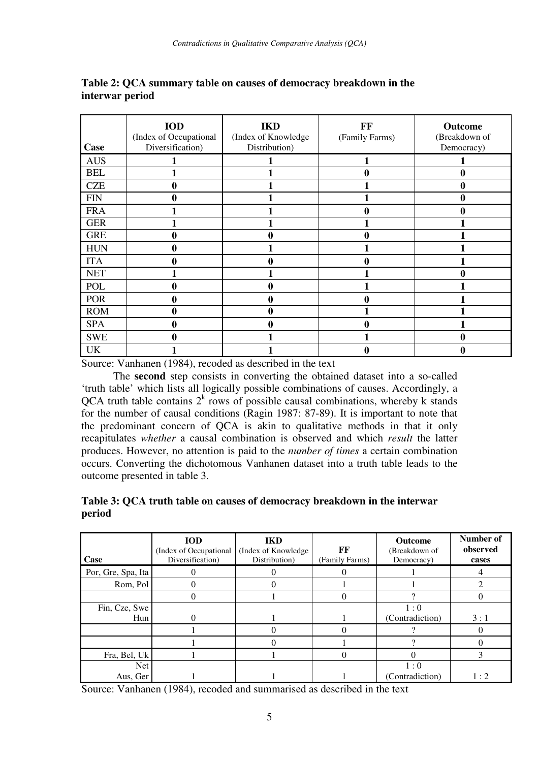**Table 2: QCA summary table on causes of democracy breakdown in the interwar period**

| Case | IOD (Index of Occupational Diversification) | IKD (Index of Knowledge Distribution) | FF (Family Farms) | Outcome (Breakdown of Democracy) |
|---|---|---|---|---|
| AUS | **1** | **1** | **1** | **1** |
| BEL | **1** | **1** | **0** | **0** |
| CZE | **0** | **1** | **1** | **0** |
| FIN | **0** | **1** | **1** | **0** |
| FRA | **1** | **1** | **0** | **0** |
| GER | **1** | **1** | **1** | **1** |
| GRE | **0** | **0** | **0** | **1** |
| HUN | **0** | **1** | **1** | **1** |
| ITA | **0** | **0** | **0** | **1** |
| NET | **1** | **1** | **1** | **0** |
| POL | **0** | **0** | **1** | **1** |
| POR | **0** | **0** | **0** | **1** |
| ROM | **0** | **0** | **1** | **1** |
| SPA | **0** | **0** | **0** | **1** |
| SWE | **0** | **1** | **1** | **0** |
| UK | **1** | **1** | **0** | **0** |

Source: Vanhanen (1984), recoded as described in the text

The **second** step consists in converting the obtained dataset into a so-called 'truth table' which lists all logically possible combinations of causes. Accordingly, a QCA truth table contains $2^k$ rows of possible causal combinations, whereby k stands for the number of causal conditions (Ragin 1987: 87-89). It is important to note that the predominant concern of QCA is akin to qualitative methods in that it only recapitulates *whether* a causal combination is observed and which *result* the latter produces. However, no attention is paid to the *number of times* a certain combination occurs. Converting the dichotomous Vanhanen dataset into a truth table leads to the outcome presented in table 3.

**Table 3: QCA truth table on causes of democracy breakdown in the interwar period**

| Case | IOD (Index of Occupational Diversification) | IKD (Index of Knowledge Distribution) | FF (Family Farms) | Outcome (Breakdown of Democracy) | Number of observed cases |
|---|---|---|---|---|---|
| Por, Gre, Spa, Ita | 0 | 0 | 0 | 1 | 4 |
| Rom, Pol | 0 | 0 | 1 | 1 | 2 |
| | 0 | 1 | 0 | ? | 0 |
| Fin, Cze, Swe Hun | 0 | 1 | 1 | 1 : 0 (Contradiction) | 3 : 1 |
| | 1 | 0 | 0 | ? | 0 |
| | 1 | 0 | 1 | ? | 0 |
| Fra, Bel, Uk | 1 | 1 | 0 | 0 | 3 |
| Net Aus, Ger | 1 | 1 | 1 | 1 : 0 (Contradiction) | 1 : 2 |

Source: Vanhanen (1984), recoded and summarised as described in the text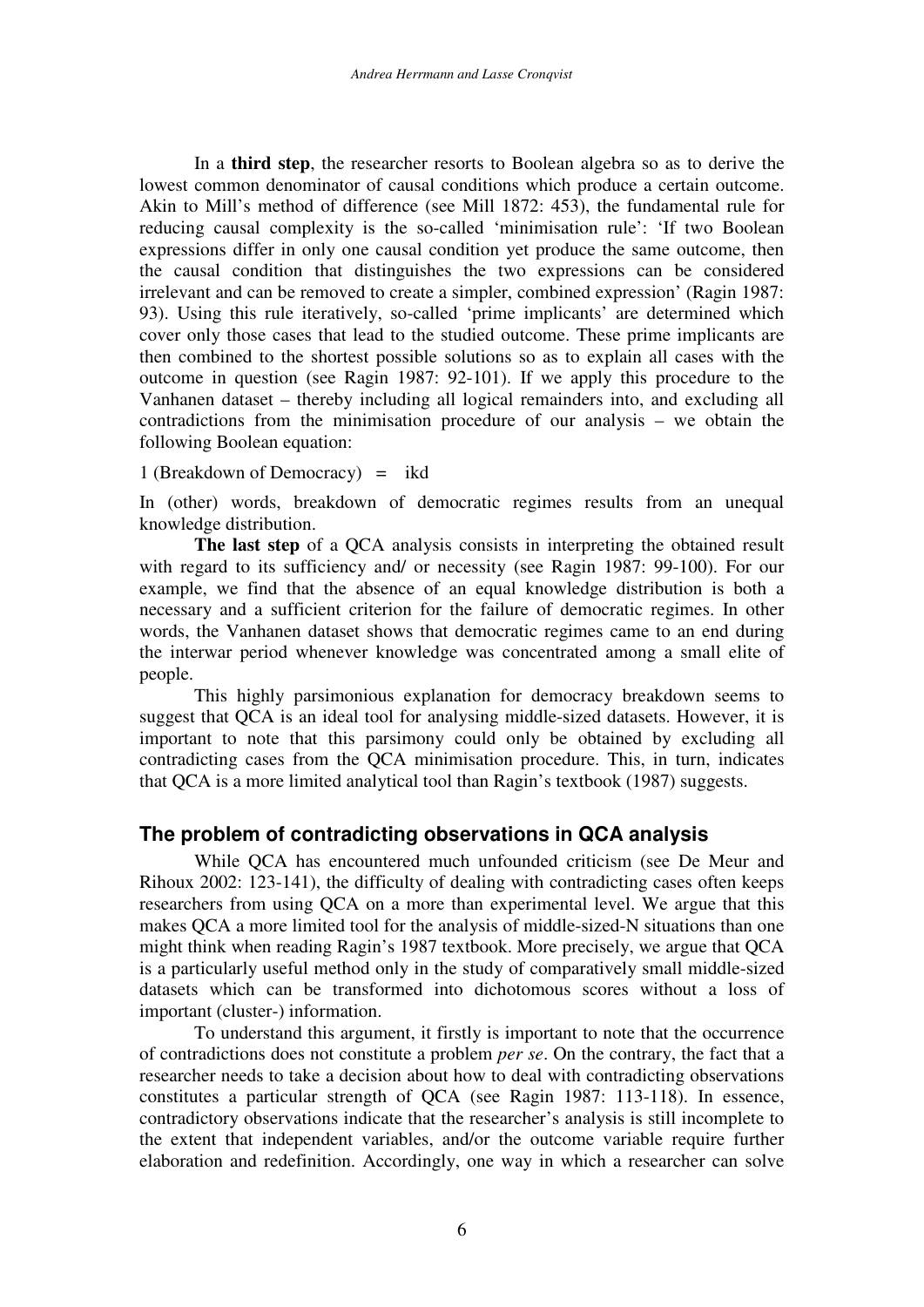In a **third step**, the researcher resorts to Boolean algebra so as to derive the lowest common denominator of causal conditions which produce a certain outcome. Akin to Mill's method of difference (see Mill 1872: 453), the fundamental rule for reducing causal complexity is the so-called 'minimisation rule': 'If two Boolean expressions differ in only one causal condition yet produce the same outcome, then the causal condition that distinguishes the two expressions can be considered irrelevant and can be removed to create a simpler, combined expression' (Ragin 1987: 93). Using this rule iteratively, so-called 'prime implicants' are determined which cover only those cases that lead to the studied outcome. These prime implicants are then combined to the shortest possible solutions so as to explain all cases with the outcome in question (see Ragin 1987: 92-101). If we apply this procedure to the Vanhanen dataset – thereby including all logical remainders into, and excluding all contradictions from the minimisation procedure of our analysis – we obtain the following Boolean equation:

1 (Breakdown of Democracy) = ikd

In (other) words, breakdown of democratic regimes results from an unequal knowledge distribution.

**The last step** of a QCA analysis consists in interpreting the obtained result with regard to its sufficiency and/ or necessity (see Ragin 1987: 99-100). For our example, we find that the absence of an equal knowledge distribution is both a necessary and a sufficient criterion for the failure of democratic regimes. In other words, the Vanhanen dataset shows that democratic regimes came to an end during the interwar period whenever knowledge was concentrated among a small elite of people.

This highly parsimonious explanation for democracy breakdown seems to suggest that QCA is an ideal tool for analysing middle-sized datasets. However, it is important to note that this parsimony could only be obtained by excluding all contradicting cases from the QCA minimisation procedure. This, in turn, indicates that QCA is a more limited analytical tool than Ragin's textbook (1987) suggests.

## The problem of contradicting observations in QCA analysis

While QCA has encountered much unfounded criticism (see De Meur and Rihoux 2002: 123-141), the difficulty of dealing with contradicting cases often keeps researchers from using QCA on a more than experimental level. We argue that this makes QCA a more limited tool for the analysis of middle-sized-N situations than one might think when reading Ragin's 1987 textbook. More precisely, we argue that QCA is a particularly useful method only in the study of comparatively small middle-sized datasets which can be transformed into dichotomous scores without a loss of important (cluster-) information.

To understand this argument, it firstly is important to note that the occurrence of contradictions does not constitute a problem *per se*. On the contrary, the fact that a researcher needs to take a decision about how to deal with contradicting observations constitutes a particular strength of QCA (see Ragin 1987: 113-118). In essence, contradictory observations indicate that the researcher's analysis is still incomplete to the extent that independent variables, and/or the outcome variable require further elaboration and redefinition. Accordingly, one way in which a researcher can solve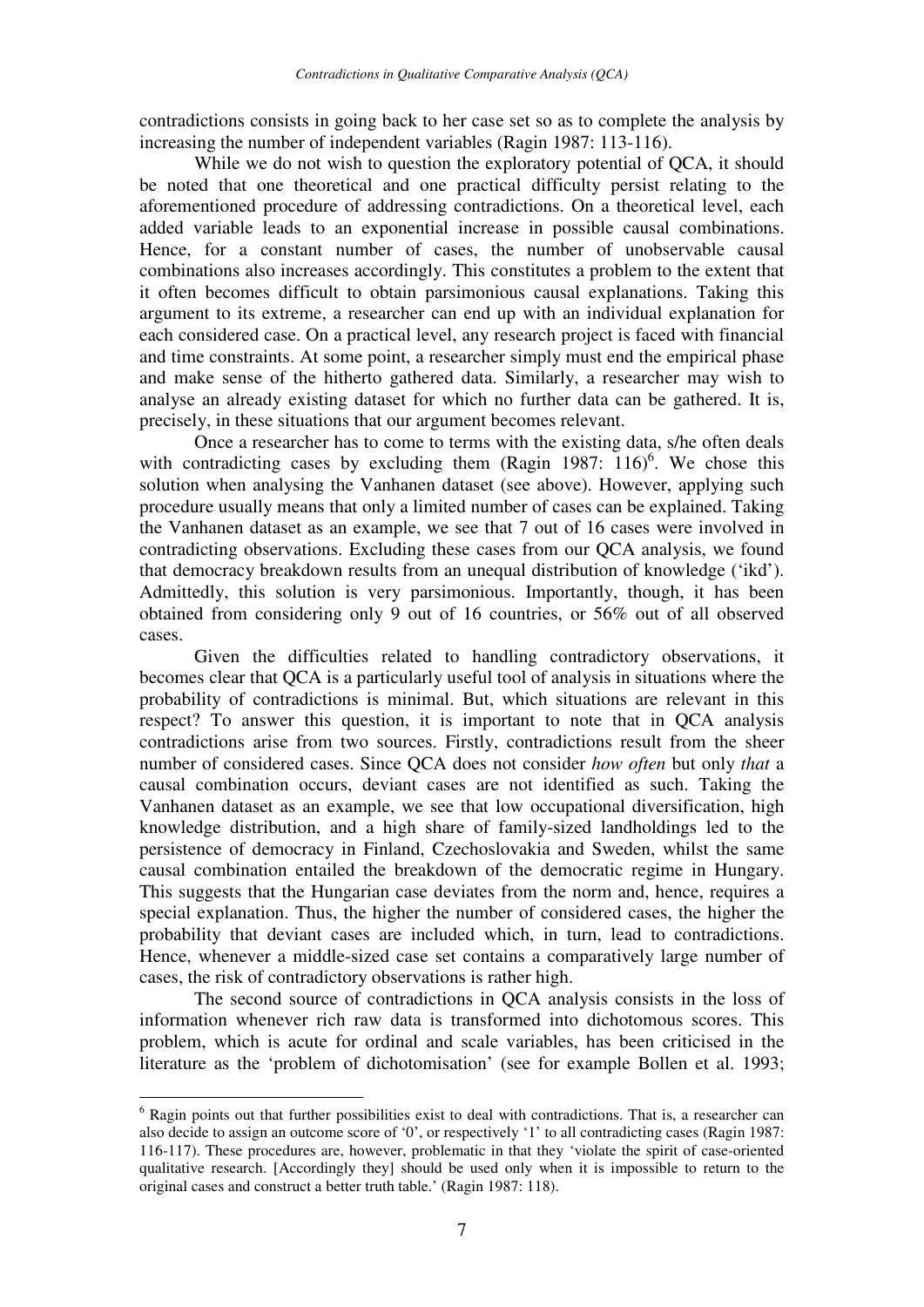contradictions consists in going back to her case set so as to complete the analysis by increasing the number of independent variables (Ragin 1987: 113-116).

While we do not wish to question the exploratory potential of QCA, it should be noted that one theoretical and one practical difficulty persist relating to the aforementioned procedure of addressing contradictions. On a theoretical level, each added variable leads to an exponential increase in possible causal combinations. Hence, for a constant number of cases, the number of unobservable causal combinations also increases accordingly. This constitutes a problem to the extent that it often becomes difficult to obtain parsimonious causal explanations. Taking this argument to its extreme, a researcher can end up with an individual explanation for each considered case. On a practical level, any research project is faced with financial and time constraints. At some point, a researcher simply must end the empirical phase and make sense of the hitherto gathered data. Similarly, a researcher may wish to analyse an already existing dataset for which no further data can be gathered. It is, precisely, in these situations that our argument becomes relevant.

Once a researcher has to come to terms with the existing data, s/he often deals with contradicting cases by excluding them (Ragin 1987: 116)[6]. We chose this solution when analysing the Vanhanen dataset (see above). However, applying such procedure usually means that only a limited number of cases can be explained. Taking the Vanhanen dataset as an example, we see that 7 out of 16 cases were involved in contradicting observations. Excluding these cases from our QCA analysis, we found that democracy breakdown results from an unequal distribution of knowledge ('ikd'). Admittedly, this solution is very parsimonious. Importantly, though, it has been obtained from considering only 9 out of 16 countries, or 56% out of all observed cases.

Given the difficulties related to handling contradictory observations, it becomes clear that QCA is a particularly useful tool of analysis in situations where the probability of contradictions is minimal. But, which situations are relevant in this respect? To answer this question, it is important to note that in QCA analysis contradictions arise from two sources. Firstly, contradictions result from the sheer number of considered cases. Since QCA does not consider *how often* but only *that* a causal combination occurs, deviant cases are not identified as such. Taking the Vanhanen dataset as an example, we see that low occupational diversification, high knowledge distribution, and a high share of family-sized landholdings led to the persistence of democracy in Finland, Czechoslovakia and Sweden, whilst the same causal combination entailed the breakdown of the democratic regime in Hungary. This suggests that the Hungarian case deviates from the norm and, hence, requires a special explanation. Thus, the higher the number of considered cases, the higher the probability that deviant cases are included which, in turn, lead to contradictions. Hence, whenever a middle-sized case set contains a comparatively large number of cases, the risk of contradictory observations is rather high.

The second source of contradictions in QCA analysis consists in the loss of information whenever rich raw data is transformed into dichotomous scores. This problem, which is acute for ordinal and scale variables, has been criticised in the literature as the 'problem of dichotomisation' (see for example Bollen et al. 1993;

---

[6] Ragin points out that further possibilities exist to deal with contradictions. That is, a researcher can also decide to assign an outcome score of '0', or respectively '1' to all contradicting cases (Ragin 1987: 116-117). These procedures are, however, problematic in that they 'violate the spirit of case-oriented qualitative research. [Accordingly they] should be used only when it is impossible to return to the original cases and construct a better truth table.' (Ragin 1987: 118).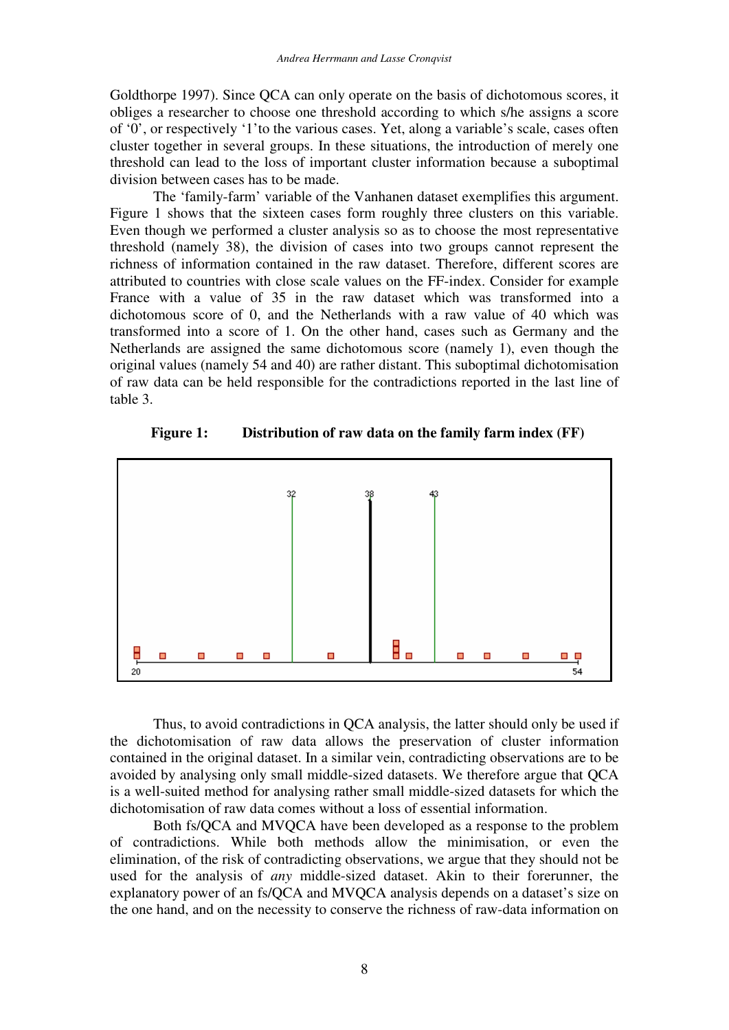Goldthorpe 1997). Since QCA can only operate on the basis of dichotomous scores, it obliges a researcher to choose one threshold according to which s/he assigns a score of '0', or respectively '1'to the various cases. Yet, along a variable's scale, cases often cluster together in several groups. In these situations, the introduction of merely one threshold can lead to the loss of important cluster information because a suboptimal division between cases has to be made.

The 'family-farm' variable of the Vanhanen dataset exemplifies this argument. Figure 1 shows that the sixteen cases form roughly three clusters on this variable. Even though we performed a cluster analysis so as to choose the most representative threshold (namely 38), the division of cases into two groups cannot represent the richness of information contained in the raw dataset. Therefore, different scores are attributed to countries with close scale values on the FF-index. Consider for example France with a value of 35 in the raw dataset which was transformed into a dichotomous score of 0, and the Netherlands with a raw value of 40 which was transformed into a score of 1. On the other hand, cases such as Germany and the Netherlands are assigned the same dichotomous score (namely 1), even though the original values (namely 54 and 40) are rather distant. This suboptimal dichotomisation of raw data can be held responsible for the contradictions reported in the last line of table 3.

**Figure 1: Distribution of raw data on the family farm index (FF)**

Thus, to avoid contradictions in QCA analysis, the latter should only be used if the dichotomisation of raw data allows the preservation of cluster information contained in the original dataset. In a similar vein, contradicting observations are to be avoided by analysing only small middle-sized datasets. We therefore argue that QCA is a well-suited method for analysing rather small middle-sized datasets for which the dichotomisation of raw data comes without a loss of essential information.

Both fs/QCA and MVQCA have been developed as a response to the problem of contradictions. While both methods allow the minimisation, or even the elimination, of the risk of contradicting observations, we argue that they should not be used for the analysis of *any* middle-sized dataset. Akin to their forerunner, the explanatory power of an fs/QCA and MVQCA analysis depends on a dataset's size on the one hand, and on the necessity to conserve the richness of raw-data information on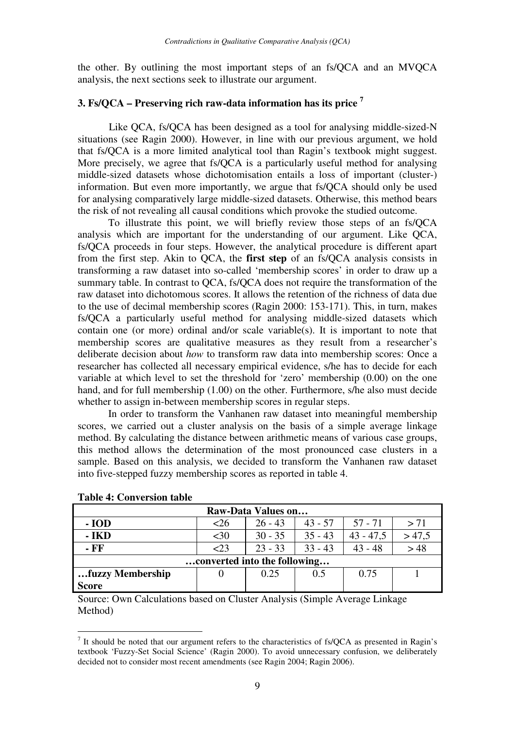the other. By outlining the most important steps of an fs/QCA and an MVQCA analysis, the next sections seek to illustrate our argument.

## 3. Fs/QCA – Preserving rich raw-data information has its price [7]

Like QCA, fs/QCA has been designed as a tool for analysing middle-sized-N situations (see Ragin 2000). However, in line with our previous argument, we hold that fs/QCA is a more limited analytical tool than Ragin's textbook might suggest. More precisely, we agree that fs/QCA is a particularly useful method for analysing middle-sized datasets whose dichotomisation entails a loss of important (cluster-) information. But even more importantly, we argue that fs/QCA should only be used for analysing comparatively large middle-sized datasets. Otherwise, this method bears the risk of not revealing all causal conditions which provoke the studied outcome.

To illustrate this point, we will briefly review those steps of an fs/QCA analysis which are important for the understanding of our argument. Like QCA, fs/QCA proceeds in four steps. However, the analytical procedure is different apart from the first step. Akin to QCA, the **first step** of an fs/QCA analysis consists in transforming a raw dataset into so-called 'membership scores' in order to draw up a summary table. In contrast to QCA, fs/QCA does not require the transformation of the raw dataset into dichotomous scores. It allows the retention of the richness of data due to the use of decimal membership scores (Ragin 2000: 153-171). This, in turn, makes fs/QCA a particularly useful method for analysing middle-sized datasets which contain one (or more) ordinal and/or scale variable(s). It is important to note that membership scores are qualitative measures as they result from a researcher's deliberate decision about *how* to transform raw data into membership scores: Once a researcher has collected all necessary empirical evidence, s/he has to decide for each variable at which level to set the threshold for 'zero' membership (0.00) on the one hand, and for full membership (1.00) on the other. Furthermore, s/he also must decide whether to assign in-between membership scores in regular steps.

In order to transform the Vanhanen raw dataset into meaningful membership scores, we carried out a cluster analysis on the basis of a simple average linkage method. By calculating the distance between arithmetic means of various case groups, this method allows the determination of the most pronounced case clusters in a sample. Based on this analysis, we decided to transform the Vanhanen raw dataset into five-stepped fuzzy membership scores as reported in table 4.

**Table 4: Conversion table**

| Raw-Data Values on… | | | | | |
|---|---|---|---|---|---|
| - IOD | <26 | 26 - 43 | 43 - 57 | 57 - 71 | > 71 |
| - IKD | <30 | 30 - 35 | 35 - 43 | 43 - 47,5 | > 47,5 |
| - FF | <23 | 23 - 33 | 33 - 43 | 43 - 48 | > 48 |
| …converted into the following… | | | | | |
| …fuzzy Membership Score | 0 | 0.25 | 0.5 | 0.75 | 1 |

Source: Own Calculations based on Cluster Analysis (Simple Average Linkage Method)

[7] It should be noted that our argument refers to the characteristics of fs/QCA as presented in Ragin's textbook 'Fuzzy-Set Social Science' (Ragin 2000). To avoid unnecessary confusion, we deliberately decided not to consider most recent amendments (see Ragin 2004; Ragin 2006).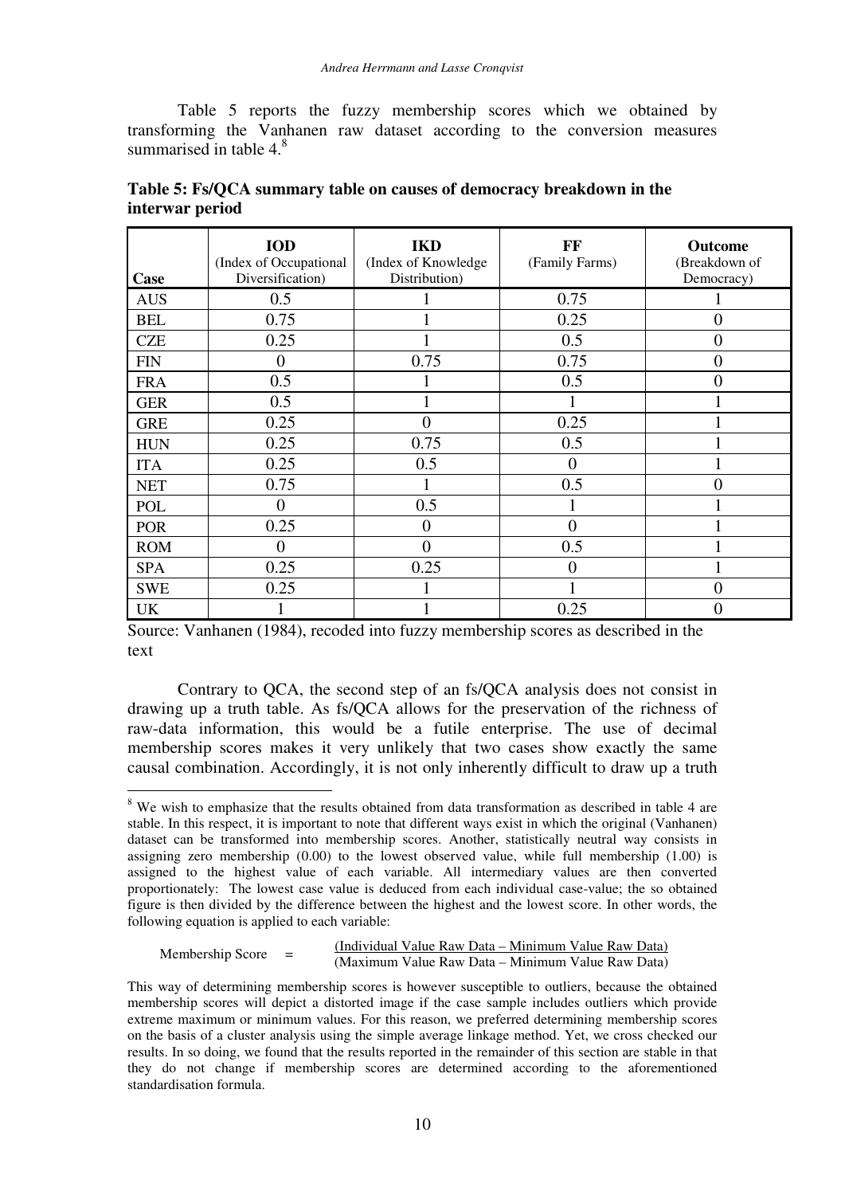Table 5 reports the fuzzy membership scores which we obtained by transforming the Vanhanen raw dataset according to the conversion measures summarised in table 4.[8]

**Table 5: Fs/QCA summary table on causes of democracy breakdown in the interwar period**

| Case | **IOD** (Index of Occupational Diversification) | **IKD** (Index of Knowledge Distribution) | **FF** (Family Farms) | **Outcome** (Breakdown of Democracy) |
|---|---|---|---|---|
| AUS | 0.5 | 1 | 0.75 | 1 |
| BEL | 0.75 | 1 | 0.25 | 0 |
| CZE | 0.25 | 1 | 0.5 | 0 |
| FIN | 0 | 0.75 | 0.75 | 0 |
| FRA | 0.5 | 1 | 0.5 | 0 |
| GER | 0.5 | 1 | 1 | 1 |
| GRE | 0.25 | 0 | 0.25 | 1 |
| HUN | 0.25 | 0.75 | 0.5 | 1 |
| ITA | 0.25 | 0.5 | 0 | 1 |
| NET | 0.75 | 1 | 0.5 | 0 |
| POL | 0 | 0.5 | 1 | 1 |
| POR | 0.25 | 0 | 0 | 1 |
| ROM | 0 | 0 | 0.5 | 1 |
| SPA | 0.25 | 0.25 | 0 | 1 |
| SWE | 0.25 | 1 | 1 | 0 |
| UK | 1 | 1 | 0.25 | 0 |

Source: Vanhanen (1984), recoded into fuzzy membership scores as described in the text

Contrary to QCA, the second step of an fs/QCA analysis does not consist in drawing up a truth table. As fs/QCA allows for the preservation of the richness of raw-data information, this would be a futile enterprise. The use of decimal membership scores makes it very unlikely that two cases show exactly the same causal combination. Accordingly, it is not only inherently difficult to draw up a truth

[8] We wish to emphasize that the results obtained from data transformation as described in table 4 are stable. In this respect, it is important to note that different ways exist in which the original (Vanhanen) dataset can be transformed into membership scores. Another, statistically neutral way consists in assigning zero membership (0.00) to the lowest observed value, while full membership (1.00) is assigned to the highest value of each variable. All intermediary values are then converted proportionately: The lowest case value is deduced from each individual case-value; the so obtained figure is then divided by the difference between the highest and the lowest score. In other words, the following equation is applied to each variable:

$$\text{Membership Score} = \frac{\text{(Individual Value Raw Data – Minimum Value Raw Data)}}{\text{(Maximum Value Raw Data – Minimum Value Raw Data)}}$$

This way of determining membership scores is however susceptible to outliers, because the obtained membership scores will depict a distorted image if the case sample includes outliers which provide extreme maximum or minimum values. For this reason, we preferred determining membership scores on the basis of a cluster analysis using the simple average linkage method. Yet, we cross checked our results. In so doing, we found that the results reported in the remainder of this section are stable in that they do not change if membership scores are determined according to the aforementioned standardisation formula.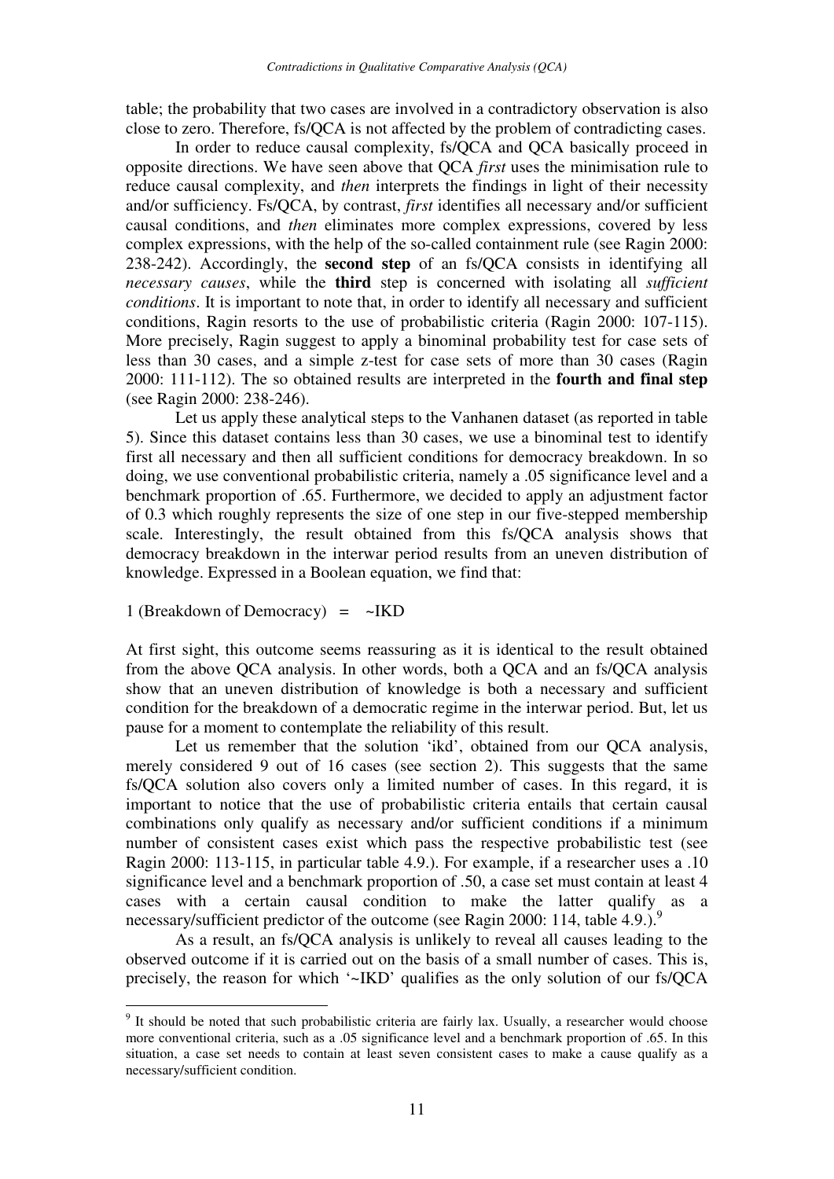table; the probability that two cases are involved in a contradictory observation is also close to zero. Therefore, fs/QCA is not affected by the problem of contradicting cases.

In order to reduce causal complexity, fs/QCA and QCA basically proceed in opposite directions. We have seen above that QCA *first* uses the minimisation rule to reduce causal complexity, and *then* interprets the findings in light of their necessity and/or sufficiency. Fs/QCA, by contrast, *first* identifies all necessary and/or sufficient causal conditions, and *then* eliminates more complex expressions, covered by less complex expressions, with the help of the so-called containment rule (see Ragin 2000: 238-242). Accordingly, the **second step** of an fs/QCA consists in identifying all *necessary causes*, while the **third** step is concerned with isolating all *sufficient conditions*. It is important to note that, in order to identify all necessary and sufficient conditions, Ragin resorts to the use of probabilistic criteria (Ragin 2000: 107-115). More precisely, Ragin suggest to apply a binominal probability test for case sets of less than 30 cases, and a simple z-test for case sets of more than 30 cases (Ragin 2000: 111-112). The so obtained results are interpreted in the **fourth and final step** (see Ragin 2000: 238-246).

Let us apply these analytical steps to the Vanhanen dataset (as reported in table 5). Since this dataset contains less than 30 cases, we use a binominal test to identify first all necessary and then all sufficient conditions for democracy breakdown. In so doing, we use conventional probabilistic criteria, namely a .05 significance level and a benchmark proportion of .65. Furthermore, we decided to apply an adjustment factor of 0.3 which roughly represents the size of one step in our five-stepped membership scale. Interestingly, the result obtained from this fs/QCA analysis shows that democracy breakdown in the interwar period results from an uneven distribution of knowledge. Expressed in a Boolean equation, we find that:

1 (Breakdown of Democracy) = ~IKD

At first sight, this outcome seems reassuring as it is identical to the result obtained from the above QCA analysis. In other words, both a QCA and an fs/QCA analysis show that an uneven distribution of knowledge is both a necessary and sufficient condition for the breakdown of a democratic regime in the interwar period. But, let us pause for a moment to contemplate the reliability of this result.

Let us remember that the solution 'ikd', obtained from our QCA analysis, merely considered 9 out of 16 cases (see section 2). This suggests that the same fs/QCA solution also covers only a limited number of cases. In this regard, it is important to notice that the use of probabilistic criteria entails that certain causal combinations only qualify as necessary and/or sufficient conditions if a minimum number of consistent cases exist which pass the respective probabilistic test (see Ragin 2000: 113-115, in particular table 4.9.). For example, if a researcher uses a .10 significance level and a benchmark proportion of .50, a case set must contain at least 4 cases with a certain causal condition to make the latter qualify as a necessary/sufficient predictor of the outcome (see Ragin 2000: 114, table 4.9.).[9]

As a result, an fs/QCA analysis is unlikely to reveal all causes leading to the observed outcome if it is carried out on the basis of a small number of cases. This is, precisely, the reason for which '~IKD' qualifies as the only solution of our fs/QCA

---

[9] It should be noted that such probabilistic criteria are fairly lax. Usually, a researcher would choose more conventional criteria, such as a .05 significance level and a benchmark proportion of .65. In this situation, a case set needs to contain at least seven consistent cases to make a cause qualify as a necessary/sufficient condition.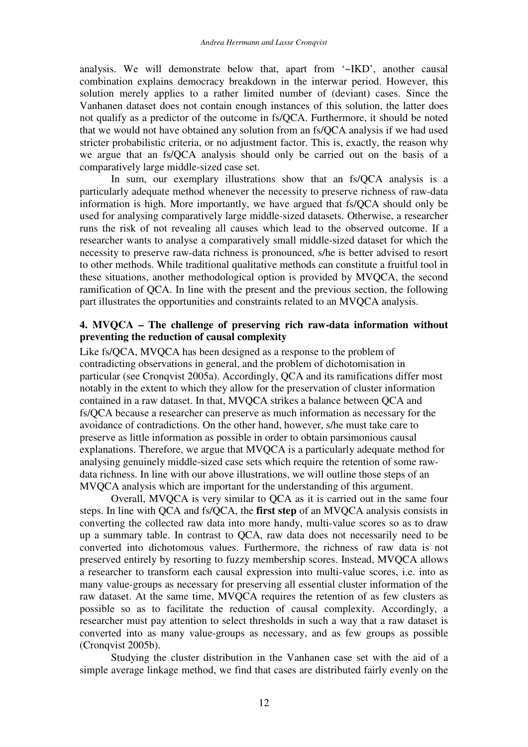analysis. We will demonstrate below that, apart from '~IKD', another causal combination explains democracy breakdown in the interwar period. However, this solution merely applies to a rather limited number of (deviant) cases. Since the Vanhanen dataset does not contain enough instances of this solution, the latter does not qualify as a predictor of the outcome in fs/QCA. Furthermore, it should be noted that we would not have obtained any solution from an fs/QCA analysis if we had used stricter probabilistic criteria, or no adjustment factor. This is, exactly, the reason why we argue that an fs/QCA analysis should only be carried out on the basis of a comparatively large middle-sized case set.

In sum, our exemplary illustrations show that an fs/QCA analysis is a particularly adequate method whenever the necessity to preserve richness of raw-data information is high. More importantly, we have argued that fs/QCA should only be used for analysing comparatively large middle-sized datasets. Otherwise, a researcher runs the risk of not revealing all causes which lead to the observed outcome. If a researcher wants to analyse a comparatively small middle-sized dataset for which the necessity to preserve raw-data richness is pronounced, s/he is better advised to resort to other methods. While traditional qualitative methods can constitute a fruitful tool in these situations, another methodological option is provided by MVQCA, the second ramification of QCA. In line with the present and the previous section, the following part illustrates the opportunities and constraints related to an MVQCA analysis.

## 4. MVQCA – The challenge of preserving rich raw-data information without preventing the reduction of causal complexity

Like fs/QCA, MVQCA has been designed as a response to the problem of contradicting observations in general, and the problem of dichotomisation in particular (see Cronqvist 2005a). Accordingly, QCA and its ramifications differ most notably in the extent to which they allow for the preservation of cluster information contained in a raw dataset. In that, MVQCA strikes a balance between QCA and fs/QCA because a researcher can preserve as much information as necessary for the avoidance of contradictions. On the other hand, however, s/he must take care to preserve as little information as possible in order to obtain parsimonious causal explanations. Therefore, we argue that MVQCA is a particularly adequate method for analysing genuinely middle-sized case sets which require the retention of some raw-data richness. In line with our above illustrations, we will outline those steps of an MVQCA analysis which are important for the understanding of this argument.

Overall, MVQCA is very similar to QCA as it is carried out in the same four steps. In line with QCA and fs/QCA, the **first step** of an MVQCA analysis consists in converting the collected raw data into more handy, multi-value scores so as to draw up a summary table. In contrast to QCA, raw data does not necessarily need to be converted into dichotomous values. Furthermore, the richness of raw data is not preserved entirely by resorting to fuzzy membership scores. Instead, MVQCA allows a researcher to transform each causal expression into multi-value scores, i.e. into as many value-groups as necessary for preserving all essential cluster information of the raw dataset. At the same time, MVQCA requires the retention of as few clusters as possible so as to facilitate the reduction of causal complexity. Accordingly, a researcher must pay attention to select thresholds in such a way that a raw dataset is converted into as many value-groups as necessary, and as few groups as possible (Cronqvist 2005b).

Studying the cluster distribution in the Vanhanen case set with the aid of a simple average linkage method, we find that cases are distributed fairly evenly on the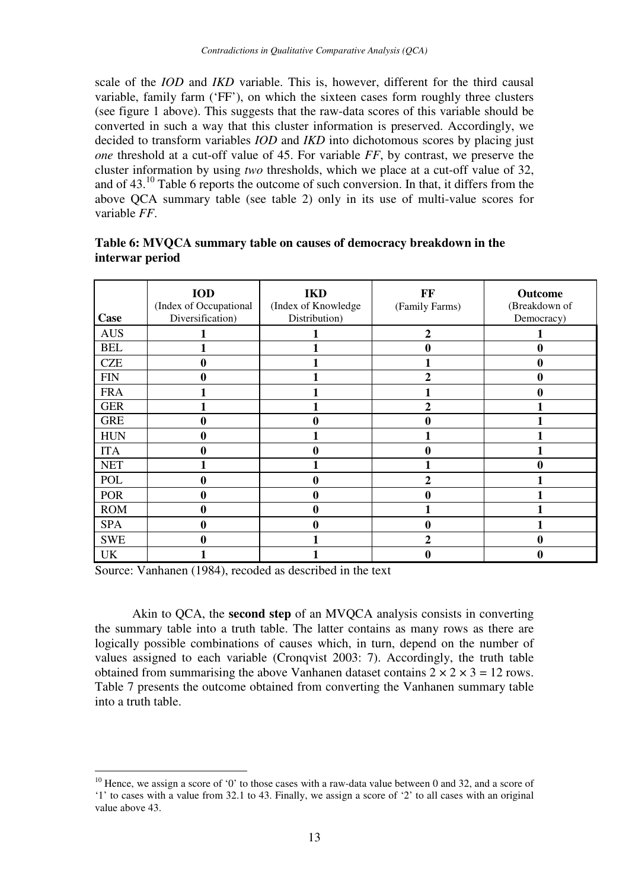scale of the *IOD* and *IKD* variable. This is, however, different for the third causal variable, family farm ('FF'), on which the sixteen cases form roughly three clusters (see figure 1 above). This suggests that the raw-data scores of this variable should be converted in such a way that this cluster information is preserved. Accordingly, we decided to transform variables *IOD* and *IKD* into dichotomous scores by placing just *one* threshold at a cut-off value of 45. For variable *FF*, by contrast, we preserve the cluster information by using *two* thresholds, which we place at a cut-off value of 32, and of 43.[10] Table 6 reports the outcome of such conversion. In that, it differs from the above QCA summary table (see table 2) only in its use of multi-value scores for variable *FF*.

**Table 6: MVQCA summary table on causes of democracy breakdown in the interwar period**

| Case | **IOD** (Index of Occupational Diversification) | **IKD** (Index of Knowledge Distribution) | **FF** (Family Farms) | **Outcome** (Breakdown of Democracy) |
|---|---|---|---|---|
| AUS | **1** | **1** | **2** | **1** |
| BEL | **1** | **1** | **0** | **0** |
| CZE | **0** | **1** | **1** | **0** |
| FIN | **0** | **1** | **2** | **0** |
| FRA | **1** | **1** | **1** | **0** |
| GER | **1** | **1** | **2** | **1** |
| GRE | **0** | **0** | **0** | **1** |
| HUN | **0** | **1** | **1** | **1** |
| ITA | **0** | **0** | **0** | **1** |
| NET | **1** | **1** | **1** | **0** |
| POL | **0** | **0** | **2** | **1** |
| POR | **0** | **0** | **0** | **1** |
| ROM | **0** | **0** | **1** | **1** |
| SPA | **0** | **0** | **0** | **1** |
| SWE | **0** | **1** | **2** | **0** |
| UK | **1** | **1** | **0** | **0** |

Source: Vanhanen (1984), recoded as described in the text

Akin to QCA, the **second step** of an MVQCA analysis consists in converting the summary table into a truth table. The latter contains as many rows as there are logically possible combinations of causes which, in turn, depend on the number of values assigned to each variable (Cronqvist 2003: 7). Accordingly, the truth table obtained from summarising the above Vanhanen dataset contains $2 \times 2 \times 3 = 12$ rows. Table 7 presents the outcome obtained from converting the Vanhanen summary table into a truth table.

---

[10] Hence, we assign a score of '0' to those cases with a raw-data value between 0 and 32, and a score of '1' to cases with a value from 32.1 to 43. Finally, we assign a score of '2' to all cases with an original value above 43.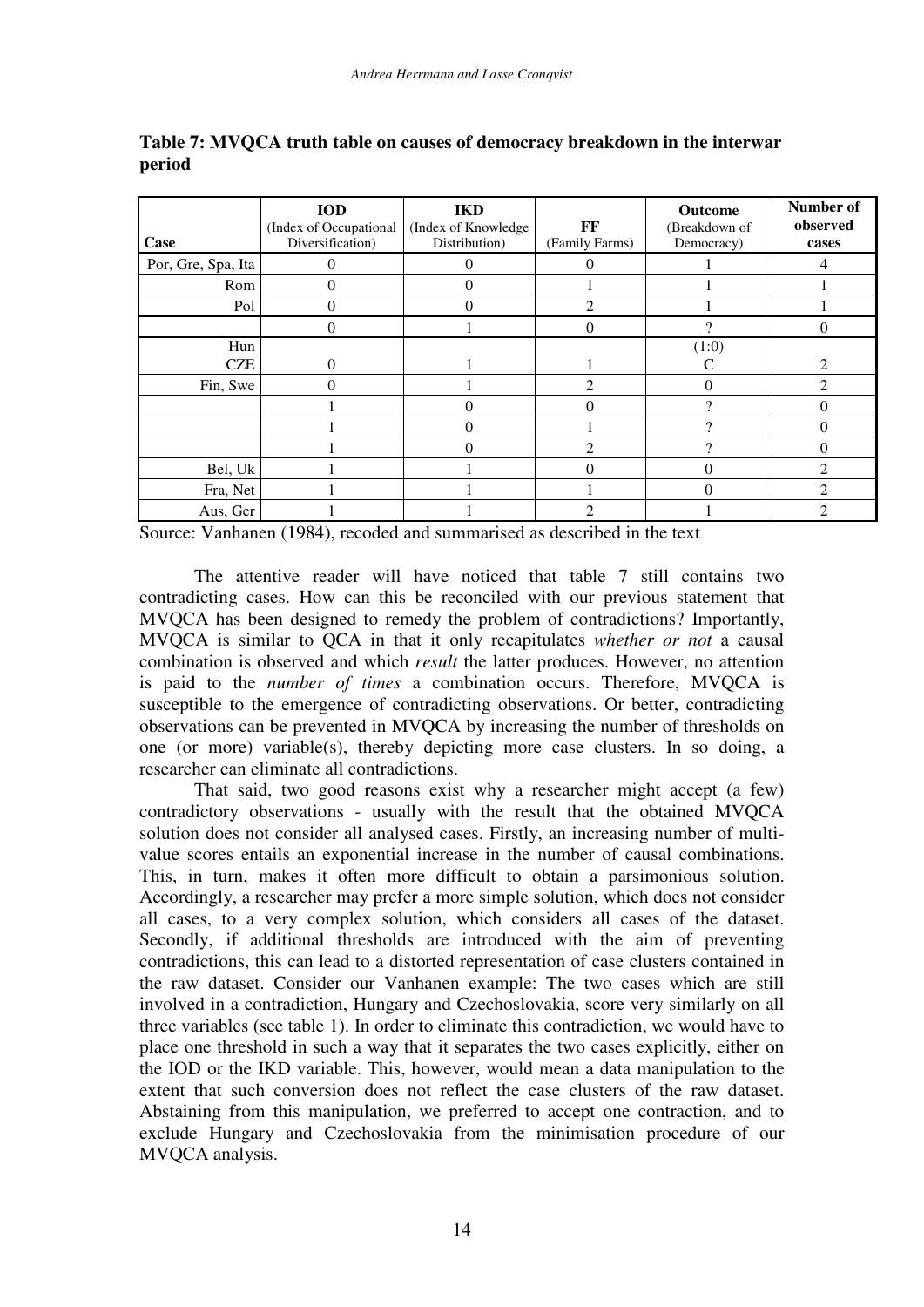**Table 7: MVQCA truth table on causes of democracy breakdown in the interwar period**

| Case | IOD (Index of Occupational Diversification) | IKD (Index of Knowledge Distribution) | FF (Family Farms) | Outcome (Breakdown of Democracy) | Number of observed cases |
|---|---|---|---|---|---|
| Por, Gre, Spa, Ita | 0 | 0 | 0 | 1 | 4 |
| Rom | 0 | 0 | 1 | 1 | 1 |
| Pol | 0 | 0 | 2 | 1 | 1 |
| | 0 | 1 | 0 | ? | 0 |
| Hun CZE | 0 | 1 | 1 | (1:0) C | 2 |
| Fin, Swe | 0 | 1 | 2 | 0 | 2 |
| | 1 | 0 | 0 | ? | 0 |
| | 1 | 0 | 1 | ? | 0 |
| | 1 | 0 | 2 | ? | 0 |
| Bel, Uk | 1 | 1 | 0 | 0 | 2 |
| Fra, Net | 1 | 1 | 1 | 0 | 2 |
| Aus, Ger | 1 | 1 | 2 | 1 | 2 |

Source: Vanhanen (1984), recoded and summarised as described in the text

The attentive reader will have noticed that table 7 still contains two contradicting cases. How can this be reconciled with our previous statement that MVQCA has been designed to remedy the problem of contradictions? Importantly, MVQCA is similar to QCA in that it only recapitulates *whether or not* a causal combination is observed and which *result* the latter produces. However, no attention is paid to the *number of times* a combination occurs. Therefore, MVQCA is susceptible to the emergence of contradicting observations. Or better, contradicting observations can be prevented in MVQCA by increasing the number of thresholds on one (or more) variable(s), thereby depicting more case clusters. In so doing, a researcher can eliminate all contradictions.

That said, two good reasons exist why a researcher might accept (a few) contradictory observations - usually with the result that the obtained MVQCA solution does not consider all analysed cases. Firstly, an increasing number of multi-value scores entails an exponential increase in the number of causal combinations. This, in turn, makes it often more difficult to obtain a parsimonious solution. Accordingly, a researcher may prefer a more simple solution, which does not consider all cases, to a very complex solution, which considers all cases of the dataset. Secondly, if additional thresholds are introduced with the aim of preventing contradictions, this can lead to a distorted representation of case clusters contained in the raw dataset. Consider our Vanhanen example: The two cases which are still involved in a contradiction, Hungary and Czechoslovakia, score very similarly on all three variables (see table 1). In order to eliminate this contradiction, we would have to place one threshold in such a way that it separates the two cases explicitly, either on the IOD or the IKD variable. This, however, would mean a data manipulation to the extent that such conversion does not reflect the case clusters of the raw dataset. Abstaining from this manipulation, we preferred to accept one contraction, and to exclude Hungary and Czechoslovakia from the minimisation procedure of our MVQCA analysis.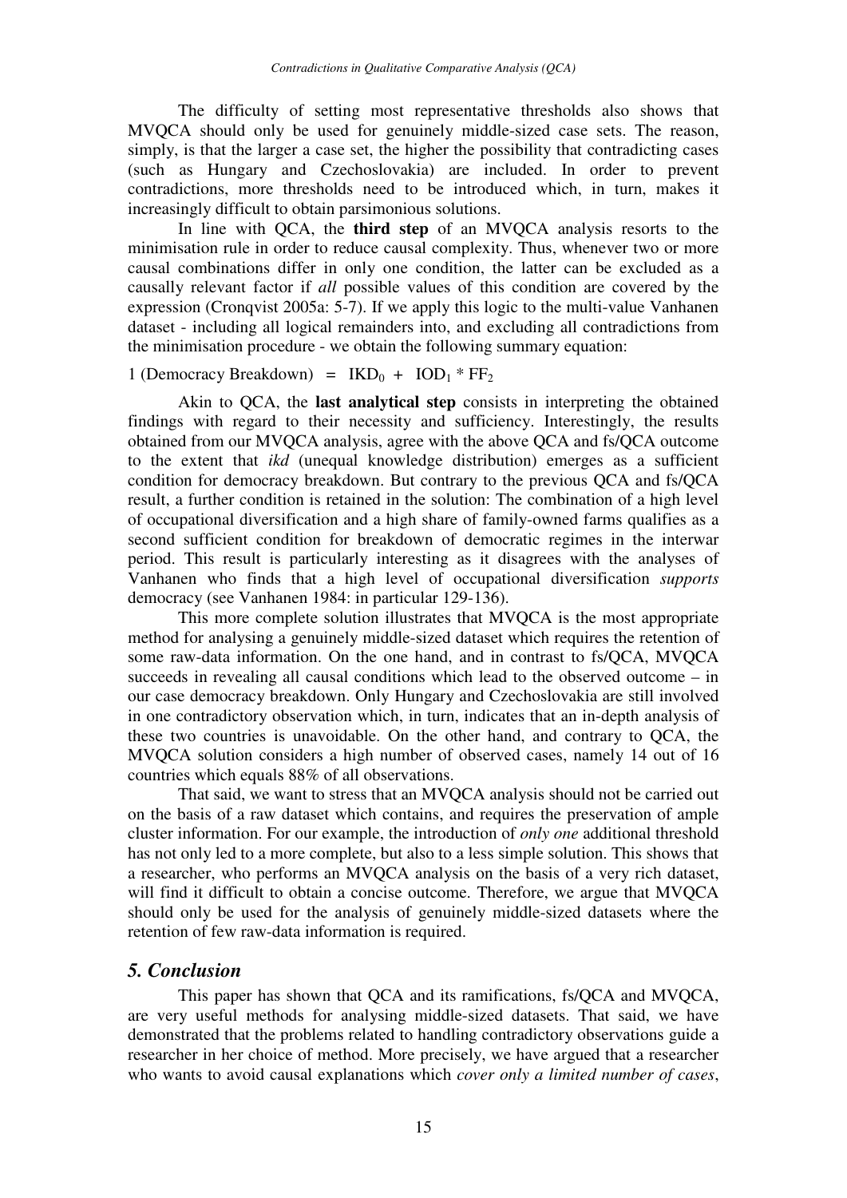The difficulty of setting most representative thresholds also shows that MVQCA should only be used for genuinely middle-sized case sets. The reason, simply, is that the larger a case set, the higher the possibility that contradicting cases (such as Hungary and Czechoslovakia) are included. In order to prevent contradictions, more thresholds need to be introduced which, in turn, makes it increasingly difficult to obtain parsimonious solutions.

In line with QCA, the **third step** of an MVQCA analysis resorts to the minimisation rule in order to reduce causal complexity. Thus, whenever two or more causal combinations differ in only one condition, the latter can be excluded as a causally relevant factor if *all* possible values of this condition are covered by the expression (Cronqvist 2005a: 5-7). If we apply this logic to the multi-value Vanhanen dataset - including all logical remainders into, and excluding all contradictions from the minimisation procedure - we obtain the following summary equation:

1 (Democracy Breakdown) $= IKD_0 + IOD_1 * FF_2$

Akin to QCA, the **last analytical step** consists in interpreting the obtained findings with regard to their necessity and sufficiency. Interestingly, the results obtained from our MVQCA analysis, agree with the above QCA and fs/QCA outcome to the extent that *ikd* (unequal knowledge distribution) emerges as a sufficient condition for democracy breakdown. But contrary to the previous QCA and fs/QCA result, a further condition is retained in the solution: The combination of a high level of occupational diversification and a high share of family-owned farms qualifies as a second sufficient condition for breakdown of democratic regimes in the interwar period. This result is particularly interesting as it disagrees with the analyses of Vanhanen who finds that a high level of occupational diversification *supports* democracy (see Vanhanen 1984: in particular 129-136).

This more complete solution illustrates that MVQCA is the most appropriate method for analysing a genuinely middle-sized dataset which requires the retention of some raw-data information. On the one hand, and in contrast to fs/QCA, MVQCA succeeds in revealing all causal conditions which lead to the observed outcome – in our case democracy breakdown. Only Hungary and Czechoslovakia are still involved in one contradictory observation which, in turn, indicates that an in-depth analysis of these two countries is unavoidable. On the other hand, and contrary to QCA, the MVQCA solution considers a high number of observed cases, namely 14 out of 16 countries which equals 88% of all observations.

That said, we want to stress that an MVQCA analysis should not be carried out on the basis of a raw dataset which contains, and requires the preservation of ample cluster information. For our example, the introduction of *only one* additional threshold has not only led to a more complete, but also to a less simple solution. This shows that a researcher, who performs an MVQCA analysis on the basis of a very rich dataset, will find it difficult to obtain a concise outcome. Therefore, we argue that MVQCA should only be used for the analysis of genuinely middle-sized datasets where the retention of few raw-data information is required.

## *5. Conclusion*

This paper has shown that QCA and its ramifications, fs/QCA and MVQCA, are very useful methods for analysing middle-sized datasets. That said, we have demonstrated that the problems related to handling contradictory observations guide a researcher in her choice of method. More precisely, we have argued that a researcher who wants to avoid causal explanations which *cover only a limited number of cases*,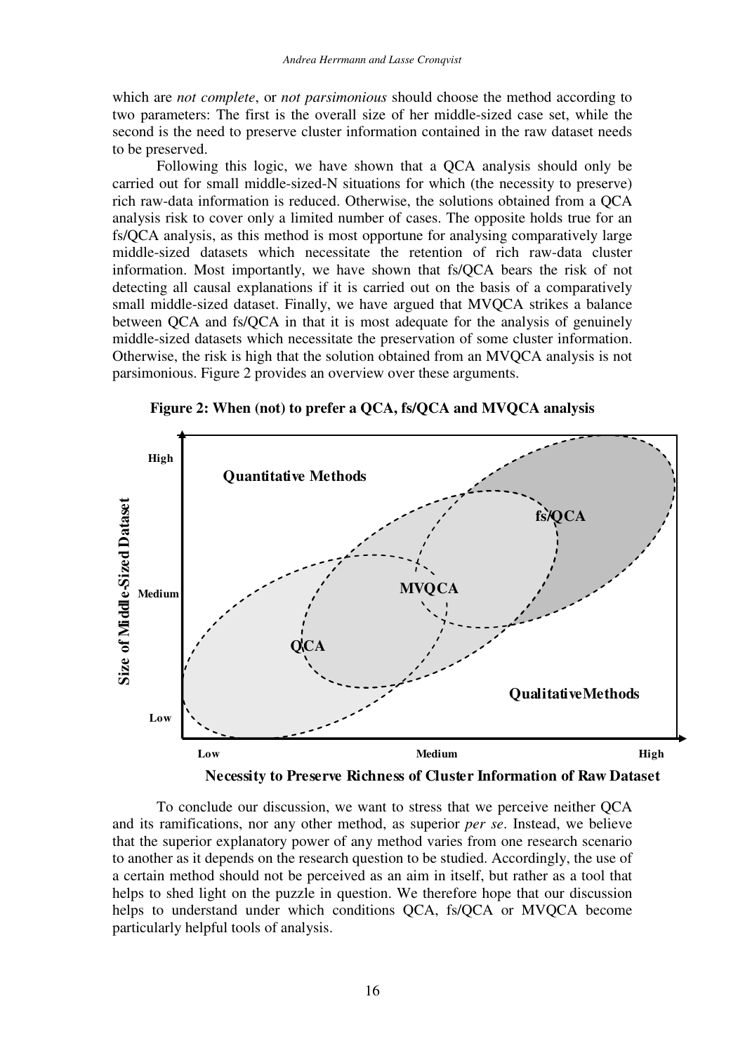which are *not complete*, or *not parsimonious* should choose the method according to two parameters: The first is the overall size of her middle-sized case set, while the second is the need to preserve cluster information contained in the raw dataset needs to be preserved.

Following this logic, we have shown that a QCA analysis should only be carried out for small middle-sized-N situations for which (the necessity to preserve) rich raw-data information is reduced. Otherwise, the solutions obtained from a QCA analysis risk to cover only a limited number of cases. The opposite holds true for an fs/QCA analysis, as this method is most opportune for analysing comparatively large middle-sized datasets which necessitate the retention of rich raw-data cluster information. Most importantly, we have shown that fs/QCA bears the risk of not detecting all causal explanations if it is carried out on the basis of a comparatively small middle-sized dataset. Finally, we have argued that MVQCA strikes a balance between QCA and fs/QCA in that it is most adequate for the analysis of genuinely middle-sized datasets which necessitate the preservation of some cluster information. Otherwise, the risk is high that the solution obtained from an MVQCA analysis is not parsimonious. Figure 2 provides an overview over these arguments.

**Figure 2: When (not) to prefer a QCA, fs/QCA and MVQCA analysis**

To conclude our discussion, we want to stress that we perceive neither QCA and its ramifications, nor any other method, as superior *per se*. Instead, we believe that the superior explanatory power of any method varies from one research scenario to another as it depends on the research question to be studied. Accordingly, the use of a certain method should not be perceived as an aim in itself, but rather as a tool that helps to shed light on the puzzle in question. We therefore hope that our discussion helps to understand under which conditions QCA, fs/QCA or MVQCA become particularly helpful tools of analysis.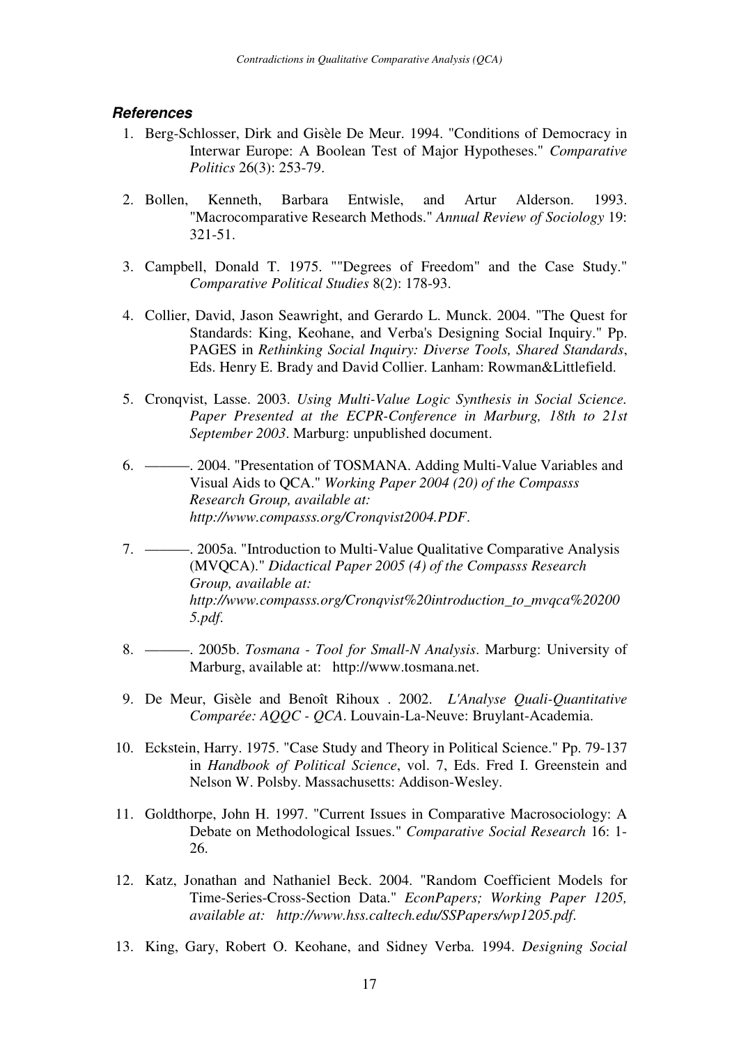### *References*

1. Berg-Schlosser, Dirk and Gisèle De Meur. 1994. "Conditions of Democracy in Interwar Europe: A Boolean Test of Major Hypotheses." *Comparative Politics* 26(3): 253-79.

2. Bollen, Kenneth, Barbara Entwisle, and Artur Alderson. 1993. "Macrocomparative Research Methods." *Annual Review of Sociology* 19: 321-51.

3. Campbell, Donald T. 1975. ""Degrees of Freedom" and the Case Study." *Comparative Political Studies* 8(2): 178-93.

4. Collier, David, Jason Seawright, and Gerardo L. Munck. 2004. "The Quest for Standards: King, Keohane, and Verba's Designing Social Inquiry." Pp. PAGES in *Rethinking Social Inquiry: Diverse Tools, Shared Standards*, Eds. Henry E. Brady and David Collier. Lanham: Rowman&Littlefield.

5. Cronqvist, Lasse. 2003. *Using Multi-Value Logic Synthesis in Social Science. Paper Presented at the ECPR-Conference in Marburg, 18th to 21st September 2003*. Marburg: unpublished document.

6. ———. 2004. "Presentation of TOSMANA. Adding Multi-Value Variables and Visual Aids to QCA." *Working Paper 2004 (20) of the Compasss Research Group, available at: http://www.compasss.org/Cronqvist2004.PDF*.

7. ———. 2005a. "Introduction to Multi-Value Qualitative Comparative Analysis (MVQCA)." *Didactical Paper 2005 (4) of the Compasss Research Group, available at: http://www.compasss.org/Cronqvist%20introduction_to_mvqca%202005.pdf*.

8. ———. 2005b. *Tosmana - Tool for Small-N Analysis*. Marburg: University of Marburg, available at: http://www.tosmana.net.

9. De Meur, Gisèle and Benoît Rihoux . 2002. *L'Analyse Quali-Quantitative Comparée: AQQC - QCA*. Louvain-La-Neuve: Bruylant-Academia.

10. Eckstein, Harry. 1975. "Case Study and Theory in Political Science." Pp. 79-137 in *Handbook of Political Science*, vol. 7, Eds. Fred I. Greenstein and Nelson W. Polsby. Massachusetts: Addison-Wesley.

11. Goldthorpe, John H. 1997. "Current Issues in Comparative Macrosociology: A Debate on Methodological Issues." *Comparative Social Research* 16: 1-26.

12. Katz, Jonathan and Nathaniel Beck. 2004. "Random Coefficient Models for Time-Series-Cross-Section Data." *EconPapers; Working Paper 1205, available at: http://www.hss.caltech.edu/SSPapers/wp1205.pdf*.

13. King, Gary, Robert O. Keohane, and Sidney Verba. 1994. *Designing Social*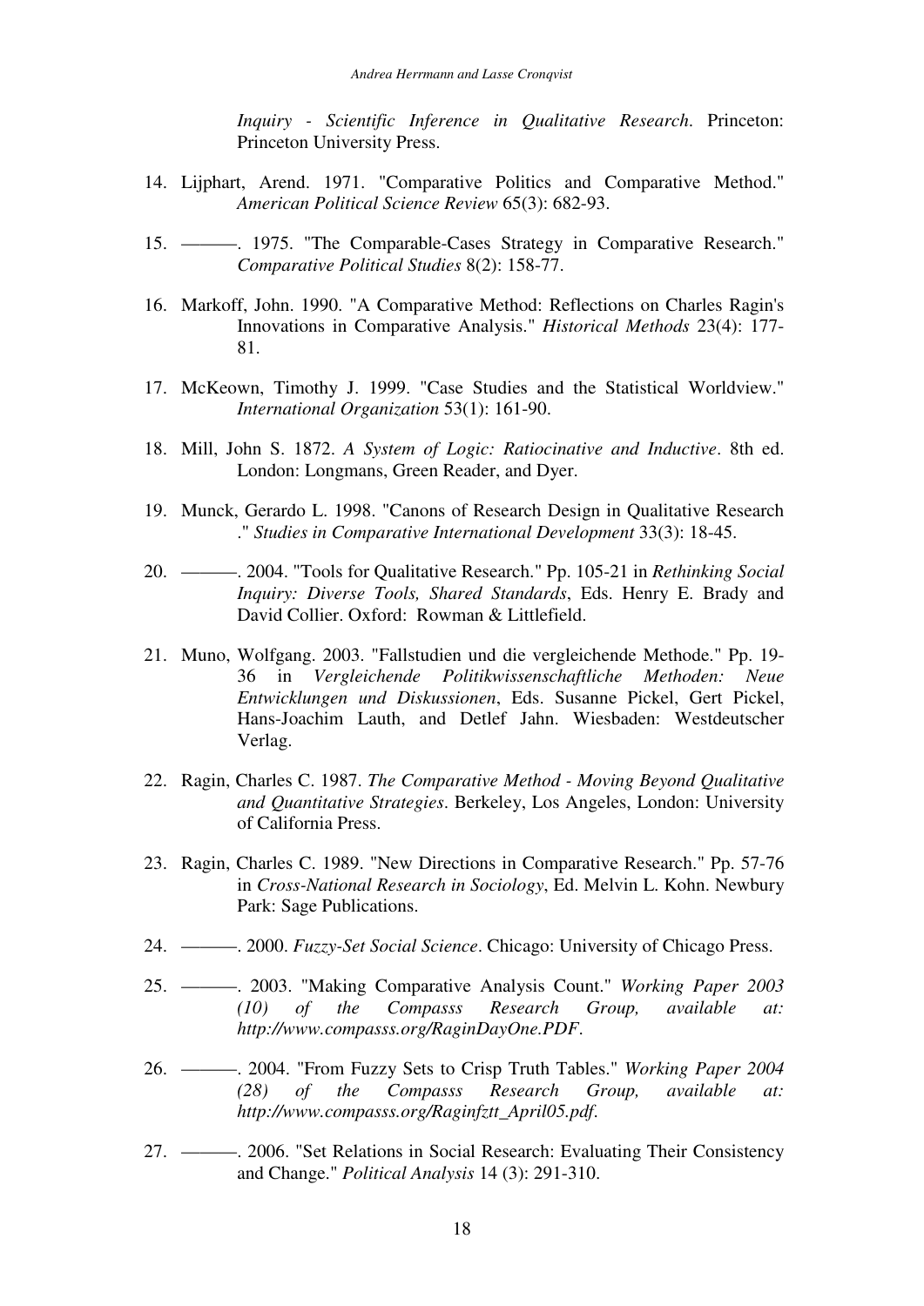*Inquiry - Scientific Inference in Qualitative Research*. Princeton: Princeton University Press.

14. Lijphart, Arend. 1971. "Comparative Politics and Comparative Method." *American Political Science Review* 65(3): 682-93.

15. ———. 1975. "The Comparable-Cases Strategy in Comparative Research." *Comparative Political Studies* 8(2): 158-77.

16. Markoff, John. 1990. "A Comparative Method: Reflections on Charles Ragin's Innovations in Comparative Analysis." *Historical Methods* 23(4): 177-81.

17. McKeown, Timothy J. 1999. "Case Studies and the Statistical Worldview." *International Organization* 53(1): 161-90.

18. Mill, John S. 1872. *A System of Logic: Ratiocinative and Inductive*. 8th ed. London: Longmans, Green Reader, and Dyer.

19. Munck, Gerardo L. 1998. "Canons of Research Design in Qualitative Research ." *Studies in Comparative International Development* 33(3): 18-45.

20. ———. 2004. "Tools for Qualitative Research." Pp. 105-21 in *Rethinking Social Inquiry: Diverse Tools, Shared Standards*, Eds. Henry E. Brady and David Collier. Oxford: Rowman & Littlefield.

21. Muno, Wolfgang. 2003. "Fallstudien und die vergleichende Methode." Pp. 19-36 in *Vergleichende Politikwissenschaftliche Methoden: Neue Entwicklungen und Diskussionen*, Eds. Susanne Pickel, Gert Pickel, Hans-Joachim Lauth, and Detlef Jahn. Wiesbaden: Westdeutscher Verlag.

22. Ragin, Charles C. 1987. *The Comparative Method - Moving Beyond Qualitative and Quantitative Strategies*. Berkeley, Los Angeles, London: University of California Press.

23. Ragin, Charles C. 1989. "New Directions in Comparative Research." Pp. 57-76 in *Cross-National Research in Sociology*, Ed. Melvin L. Kohn. Newbury Park: Sage Publications.

24. ———. 2000. *Fuzzy-Set Social Science*. Chicago: University of Chicago Press.

25. ———. 2003. "Making Comparative Analysis Count." *Working Paper 2003 (10) of the Compasss Research Group, available at: http://www.compasss.org/RaginDayOne.PDF*.

26. ———. 2004. "From Fuzzy Sets to Crisp Truth Tables." *Working Paper 2004 (28) of the Compasss Research Group, available at: http://www.compasss.org/Raginfztt_April05.pdf*.

27. ———. 2006. "Set Relations in Social Research: Evaluating Their Consistency and Change." *Political Analysis* 14 (3): 291-310.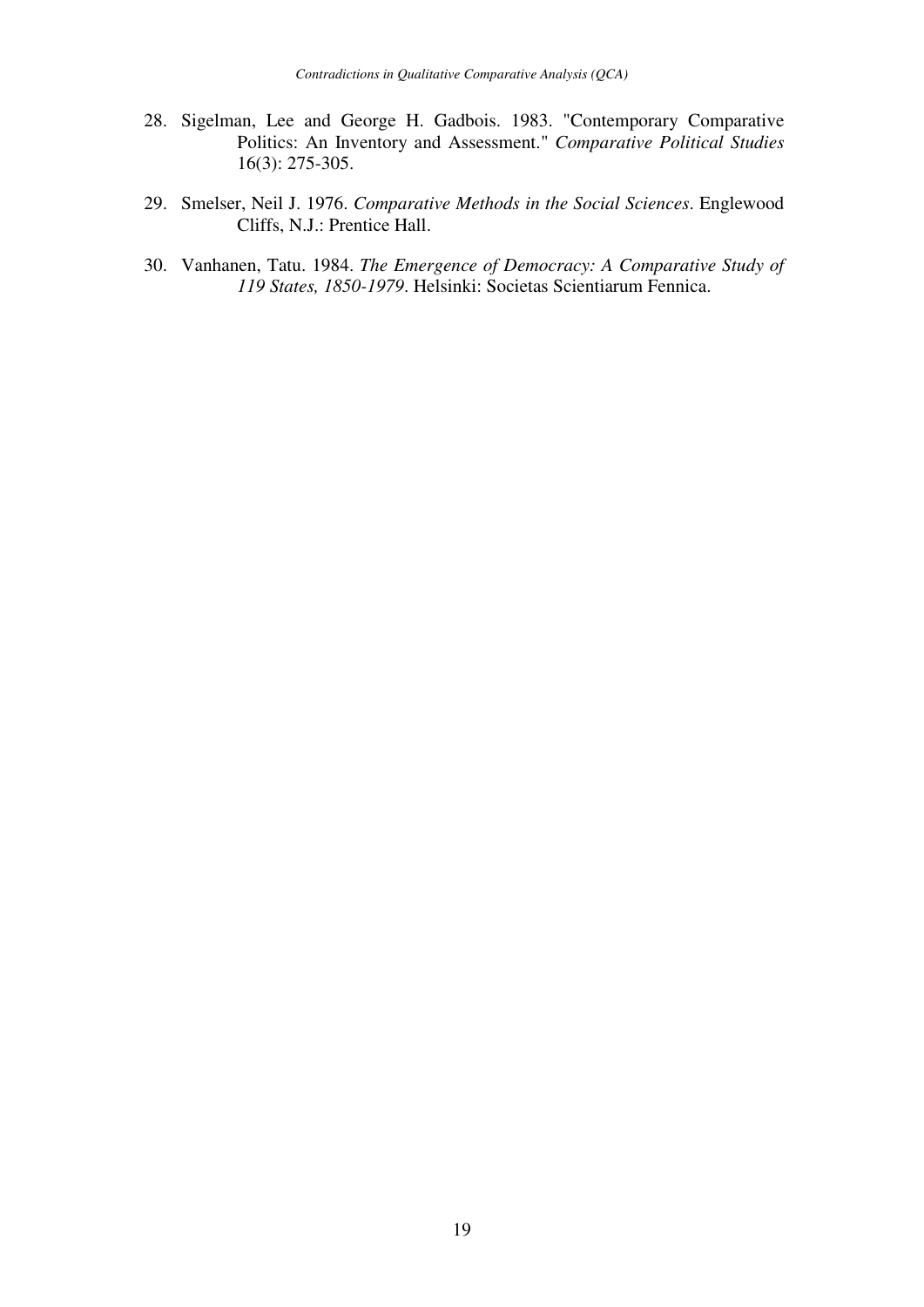28. Sigelman, Lee and George H. Gadbois. 1983. "Contemporary Comparative Politics: An Inventory and Assessment." *Comparative Political Studies* 16(3): 275-305.

29. Smelser, Neil J. 1976. *Comparative Methods in the Social Sciences*. Englewood Cliffs, N.J.: Prentice Hall.

30. Vanhanen, Tatu. 1984. *The Emergence of Democracy: A Comparative Study of 119 States, 1850-1979*. Helsinki: Societas Scientiarum Fennica.